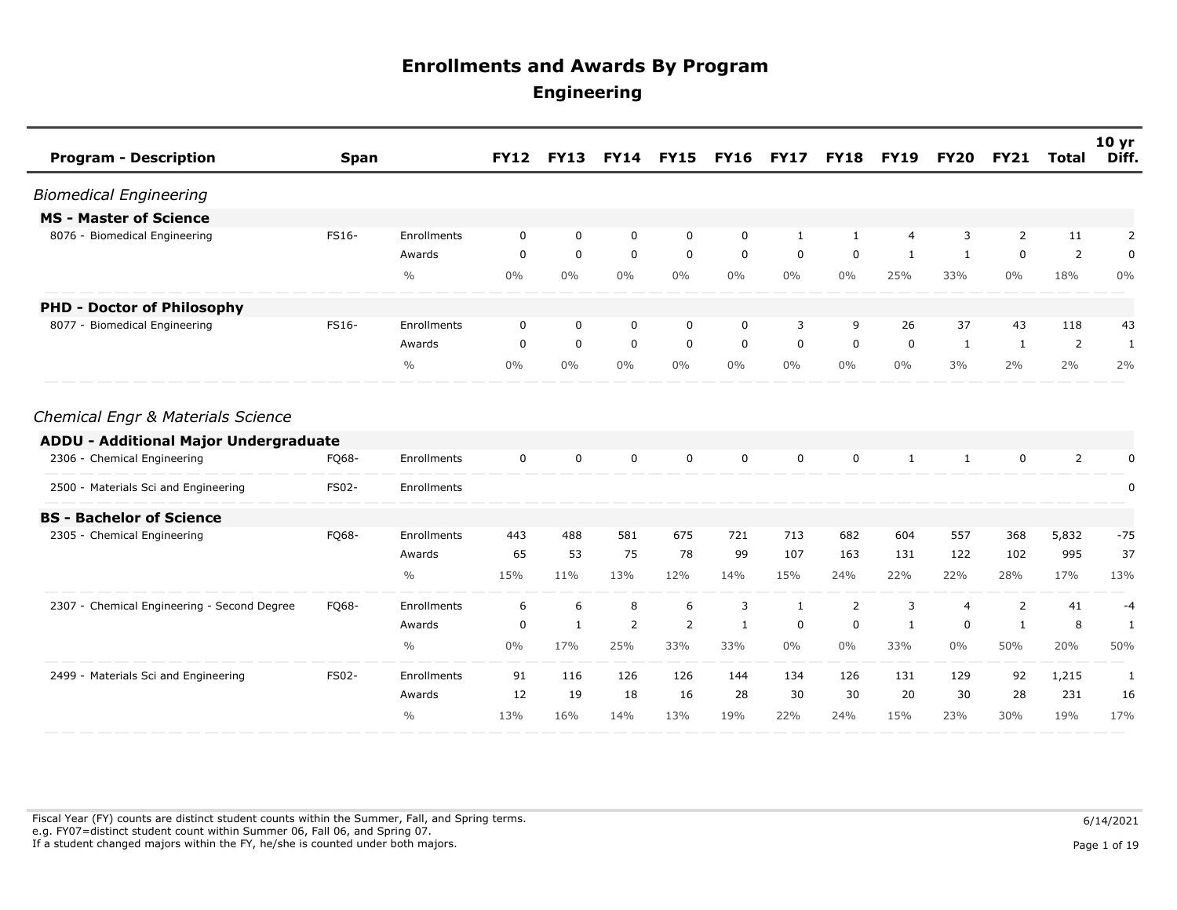# Enrollments and Awards By Program

## Engineering

| Program - Description | Span | | FY12 | FY13 | FY14 | FY15 | FY16 | FY17 | FY18 | FY19 | FY20 | FY21 | Total | 10 yr Diff. |
|---|---|---|---|---|---|---|---|---|---|---|---|---|---|---|
| ***Biomedical Engineering*** | | | | | | | | | | | | | | |
| **MS - Master of Science** | | | | | | | | | | | | | | |
| 8076 - Biomedical Engineering | FS16- | Enrollments | 0 | 0 | 0 | 0 | 0 | 1 | 1 | 4 | 3 | 2 | 11 | 2 |
| | | Awards | 0 | 0 | 0 | 0 | 0 | 0 | 0 | 1 | 1 | 0 | 2 | 0 |
| | | % | 0% | 0% | 0% | 0% | 0% | 0% | 0% | 25% | 33% | 0% | 18% | 0% |
| **PHD - Doctor of Philosophy** | | | | | | | | | | | | | | |
| 8077 - Biomedical Engineering | FS16- | Enrollments | 0 | 0 | 0 | 0 | 0 | 3 | 9 | 26 | 37 | 43 | 118 | 43 |
| | | Awards | 0 | 0 | 0 | 0 | 0 | 0 | 0 | 0 | 1 | 1 | 2 | 1 |
| | | % | 0% | 0% | 0% | 0% | 0% | 0% | 0% | 0% | 3% | 2% | 2% | 2% |
| ***Chemical Engr & Materials Science*** | | | | | | | | | | | | | | |
| **ADDU - Additional Major Undergraduate** | | | | | | | | | | | | | | |
| 2306 - Chemical Engineering | FQ68- | Enrollments | 0 | 0 | 0 | 0 | 0 | 0 | 0 | 1 | 1 | 0 | 2 | 0 |
| 2500 - Materials Sci and Engineering | FS02- | Enrollments | | | | | | | | | | | | 0 |
| **BS - Bachelor of Science** | | | | | | | | | | | | | | |
| 2305 - Chemical Engineering | FQ68- | Enrollments | 443 | 488 | 581 | 675 | 721 | 713 | 682 | 604 | 557 | 368 | 5,832 | -75 |
| | | Awards | 65 | 53 | 75 | 78 | 99 | 107 | 163 | 131 | 122 | 102 | 995 | 37 |
| | | % | 15% | 11% | 13% | 12% | 14% | 15% | 24% | 22% | 22% | 28% | 17% | 13% |
| 2307 - Chemical Engineering - Second Degree | FQ68- | Enrollments | 6 | 6 | 8 | 6 | 3 | 1 | 2 | 3 | 4 | 2 | 41 | -4 |
| | | Awards | 0 | 1 | 2 | 2 | 1 | 0 | 0 | 1 | 0 | 1 | 8 | 1 |
| | | % | 0% | 17% | 25% | 33% | 33% | 0% | 0% | 33% | 0% | 50% | 20% | 50% |
| 2499 - Materials Sci and Engineering | FS02- | Enrollments | 91 | 116 | 126 | 126 | 144 | 134 | 126 | 131 | 129 | 92 | 1,215 | 1 |
| | | Awards | 12 | 19 | 18 | 16 | 28 | 30 | 30 | 20 | 30 | 28 | 231 | 16 |
| | | % | 13% | 16% | 14% | 13% | 19% | 22% | 24% | 15% | 23% | 30% | 19% | 17% |

Fiscal Year (FY) counts are distinct student counts within the Summer, Fall, and Spring terms.
e.g. FY07=distinct student count within Summer 06, Fall 06, and Spring 07.
If a student changed majors within the FY, he/she is counted under both majors.

6/14/2021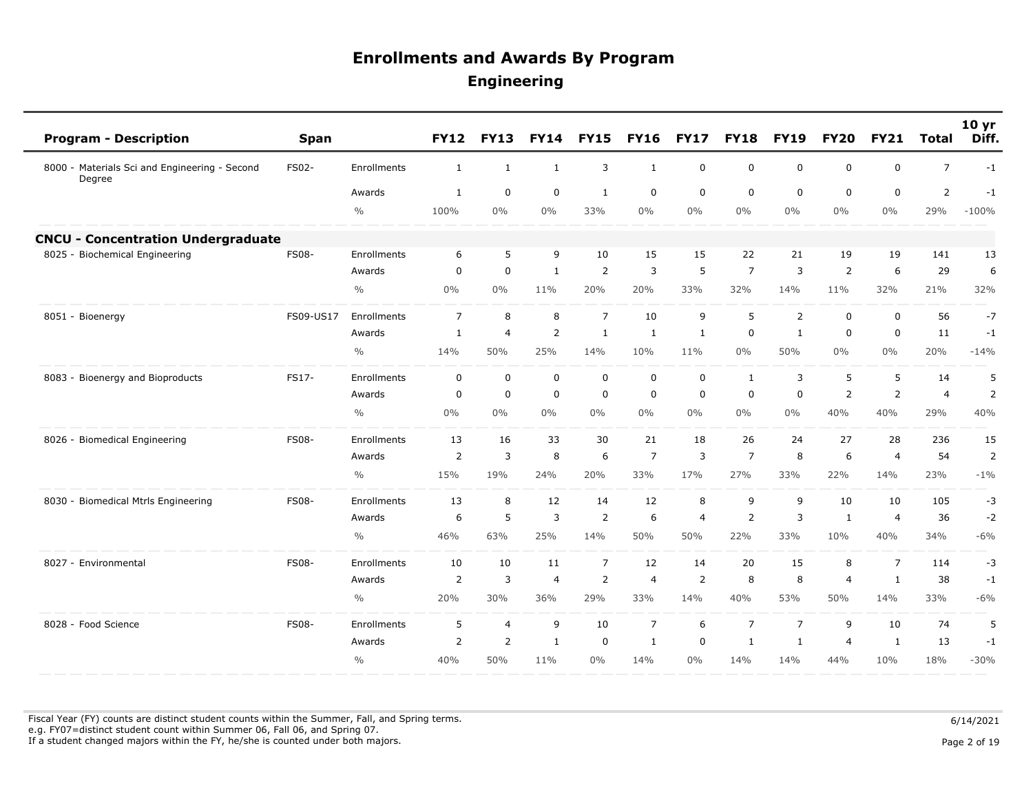# Enrollments and Awards By Program

## Engineering

| Program - Description | Span | | FY12 | FY13 | FY14 | FY15 | FY16 | FY17 | FY18 | FY19 | FY20 | FY21 | Total | 10 yr Diff. |
|---|---|---|---|---|---|---|---|---|---|---|---|---|---|---|
| 8000 - Materials Sci and Engineering - Second Degree | FS02- | Enrollments | 1 | 1 | 1 | 3 | 1 | 0 | 0 | 0 | 0 | 0 | 7 | -1 |
| | | Awards | 1 | 0 | 0 | 1 | 0 | 0 | 0 | 0 | 0 | 0 | 2 | -1 |
| | | % | 100% | 0% | 0% | 33% | 0% | 0% | 0% | 0% | 0% | 0% | 29% | -100% |
| **CNCU - Concentration Undergraduate** | | | | | | | | | | | | | | |
| 8025 - Biochemical Engineering | FS08- | Enrollments | 6 | 5 | 9 | 10 | 15 | 15 | 22 | 21 | 19 | 19 | 141 | 13 |
| | | Awards | 0 | 0 | 1 | 2 | 3 | 5 | 7 | 3 | 2 | 6 | 29 | 6 |
| | | % | 0% | 0% | 11% | 20% | 20% | 33% | 32% | 14% | 11% | 32% | 21% | 32% |
| 8051 - Bioenergy | FS09-US17 | Enrollments | 7 | 8 | 8 | 7 | 10 | 9 | 5 | 2 | 0 | 0 | 56 | -7 |
| | | Awards | 1 | 4 | 2 | 1 | 1 | 1 | 0 | 1 | 0 | 0 | 11 | -1 |
| | | % | 14% | 50% | 25% | 14% | 10% | 11% | 0% | 50% | 0% | 0% | 20% | -14% |
| 8083 - Bioenergy and Bioproducts | FS17- | Enrollments | 0 | 0 | 0 | 0 | 0 | 0 | 1 | 3 | 5 | 5 | 14 | 5 |
| | | Awards | 0 | 0 | 0 | 0 | 0 | 0 | 0 | 0 | 2 | 2 | 4 | 2 |
| | | % | 0% | 0% | 0% | 0% | 0% | 0% | 0% | 0% | 40% | 40% | 29% | 40% |
| 8026 - Biomedical Engineering | FS08- | Enrollments | 13 | 16 | 33 | 30 | 21 | 18 | 26 | 24 | 27 | 28 | 236 | 15 |
| | | Awards | 2 | 3 | 8 | 6 | 7 | 3 | 7 | 8 | 6 | 4 | 54 | 2 |
| | | % | 15% | 19% | 24% | 20% | 33% | 17% | 27% | 33% | 22% | 14% | 23% | -1% |
| 8030 - Biomedical Mtrls Engineering | FS08- | Enrollments | 13 | 8 | 12 | 14 | 12 | 8 | 9 | 9 | 10 | 10 | 105 | -3 |
| | | Awards | 6 | 5 | 3 | 2 | 6 | 4 | 2 | 3 | 1 | 4 | 36 | -2 |
| | | % | 46% | 63% | 25% | 14% | 50% | 50% | 22% | 33% | 10% | 40% | 34% | -6% |
| 8027 - Environmental | FS08- | Enrollments | 10 | 10 | 11 | 7 | 12 | 14 | 20 | 15 | 8 | 7 | 114 | -3 |
| | | Awards | 2 | 3 | 4 | 2 | 4 | 2 | 8 | 8 | 4 | 1 | 38 | -1 |
| | | % | 20% | 30% | 36% | 29% | 33% | 14% | 40% | 53% | 50% | 14% | 33% | -6% |
| 8028 - Food Science | FS08- | Enrollments | 5 | 4 | 9 | 10 | 7 | 6 | 7 | 7 | 9 | 10 | 74 | 5 |
| | | Awards | 2 | 2 | 1 | 0 | 1 | 0 | 1 | 1 | 4 | 1 | 13 | -1 |
| | | % | 40% | 50% | 11% | 0% | 14% | 0% | 14% | 14% | 44% | 10% | 18% | -30% |

Fiscal Year (FY) counts are distinct student counts within the Summer, Fall, and Spring terms.
e.g. FY07=distinct student count within Summer 06, Fall 06, and Spring 07.
If a student changed majors within the FY, he/she is counted under both majors.

6/14/2021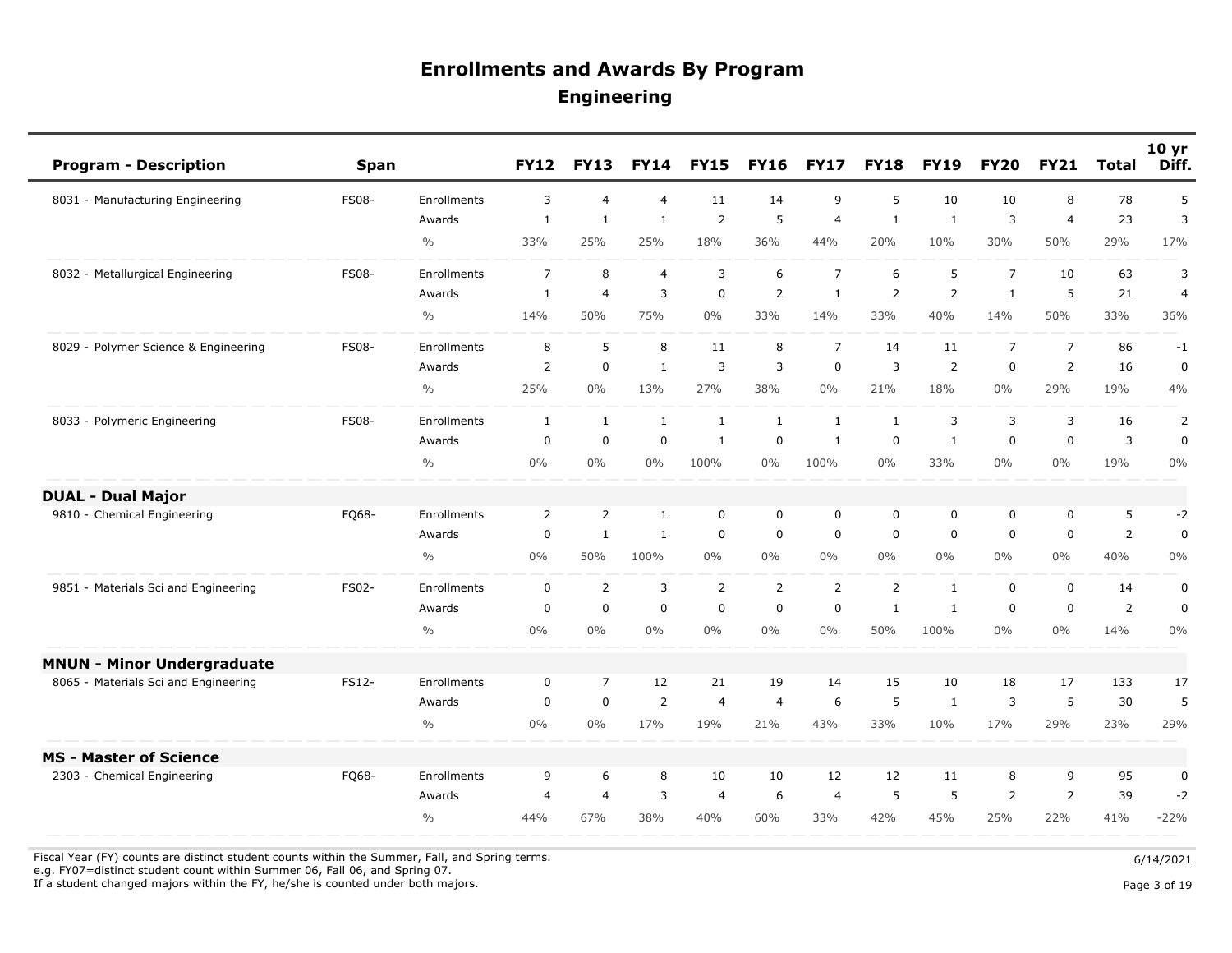# Enrollments and Awards By Program

## Engineering

| Program - Description | Span | | FY12 | FY13 | FY14 | FY15 | FY16 | FY17 | FY18 | FY19 | FY20 | FY21 | Total | 10 yr Diff. |
|---|---|---|---|---|---|---|---|---|---|---|---|---|---|---|
| 8031 - Manufacturing Engineering | FS08- | Enrollments | 3 | 4 | 4 | 11 | 14 | 9 | 5 | 10 | 10 | 8 | 78 | 5 |
| | | Awards | 1 | 1 | 1 | 2 | 5 | 4 | 1 | 1 | 3 | 4 | 23 | 3 |
| | | % | 33% | 25% | 25% | 18% | 36% | 44% | 20% | 10% | 30% | 50% | 29% | 17% |
| 8032 - Metallurgical Engineering | FS08- | Enrollments | 7 | 8 | 4 | 3 | 6 | 7 | 6 | 5 | 7 | 10 | 63 | 3 |
| | | Awards | 1 | 4 | 3 | 0 | 2 | 1 | 2 | 2 | 1 | 5 | 21 | 4 |
| | | % | 14% | 50% | 75% | 0% | 33% | 14% | 33% | 40% | 14% | 50% | 33% | 36% |
| 8029 - Polymer Science & Engineering | FS08- | Enrollments | 8 | 5 | 8 | 11 | 8 | 7 | 14 | 11 | 7 | 7 | 86 | -1 |
| | | Awards | 2 | 0 | 1 | 3 | 3 | 0 | 3 | 2 | 0 | 2 | 16 | 0 |
| | | % | 25% | 0% | 13% | 27% | 38% | 0% | 21% | 18% | 0% | 29% | 19% | 4% |
| 8033 - Polymeric Engineering | FS08- | Enrollments | 1 | 1 | 1 | 1 | 1 | 1 | 1 | 3 | 3 | 3 | 16 | 2 |
| | | Awards | 0 | 0 | 0 | 1 | 0 | 1 | 0 | 1 | 0 | 0 | 3 | 0 |
| | | % | 0% | 0% | 0% | 100% | 0% | 100% | 0% | 33% | 0% | 0% | 19% | 0% |
| **DUAL - Dual Major** | | | | | | | | | | | | | | |
| 9810 - Chemical Engineering | FQ68- | Enrollments | 2 | 2 | 1 | 0 | 0 | 0 | 0 | 0 | 0 | 0 | 5 | -2 |
| | | Awards | 0 | 1 | 1 | 0 | 0 | 0 | 0 | 0 | 0 | 0 | 2 | 0 |
| | | % | 0% | 50% | 100% | 0% | 0% | 0% | 0% | 0% | 0% | 0% | 40% | 0% |
| 9851 - Materials Sci and Engineering | FS02- | Enrollments | 0 | 2 | 3 | 2 | 2 | 2 | 2 | 1 | 0 | 0 | 14 | 0 |
| | | Awards | 0 | 0 | 0 | 0 | 0 | 0 | 1 | 1 | 0 | 0 | 2 | 0 |
| | | % | 0% | 0% | 0% | 0% | 0% | 0% | 50% | 100% | 0% | 0% | 14% | 0% |
| **MNUN - Minor Undergraduate** | | | | | | | | | | | | | | |
| 8065 - Materials Sci and Engineering | FS12- | Enrollments | 0 | 7 | 12 | 21 | 19 | 14 | 15 | 10 | 18 | 17 | 133 | 17 |
| | | Awards | 0 | 0 | 2 | 4 | 4 | 6 | 5 | 1 | 3 | 5 | 30 | 5 |
| | | % | 0% | 0% | 17% | 19% | 21% | 43% | 33% | 10% | 17% | 29% | 23% | 29% |
| **MS - Master of Science** | | | | | | | | | | | | | | |
| 2303 - Chemical Engineering | FQ68- | Enrollments | 9 | 6 | 8 | 10 | 10 | 12 | 12 | 11 | 8 | 9 | 95 | 0 |
| | | Awards | 4 | 4 | 3 | 4 | 6 | 4 | 5 | 5 | 2 | 2 | 39 | -2 |
| | | % | 44% | 67% | 38% | 40% | 60% | 33% | 42% | 45% | 25% | 22% | 41% | -22% |

Fiscal Year (FY) counts are distinct student counts within the Summer, Fall, and Spring terms.
e.g. FY07=distinct student count within Summer 06, Fall 06, and Spring 07.
If a student changed majors within the FY, he/she is counted under both majors.

6/14/2021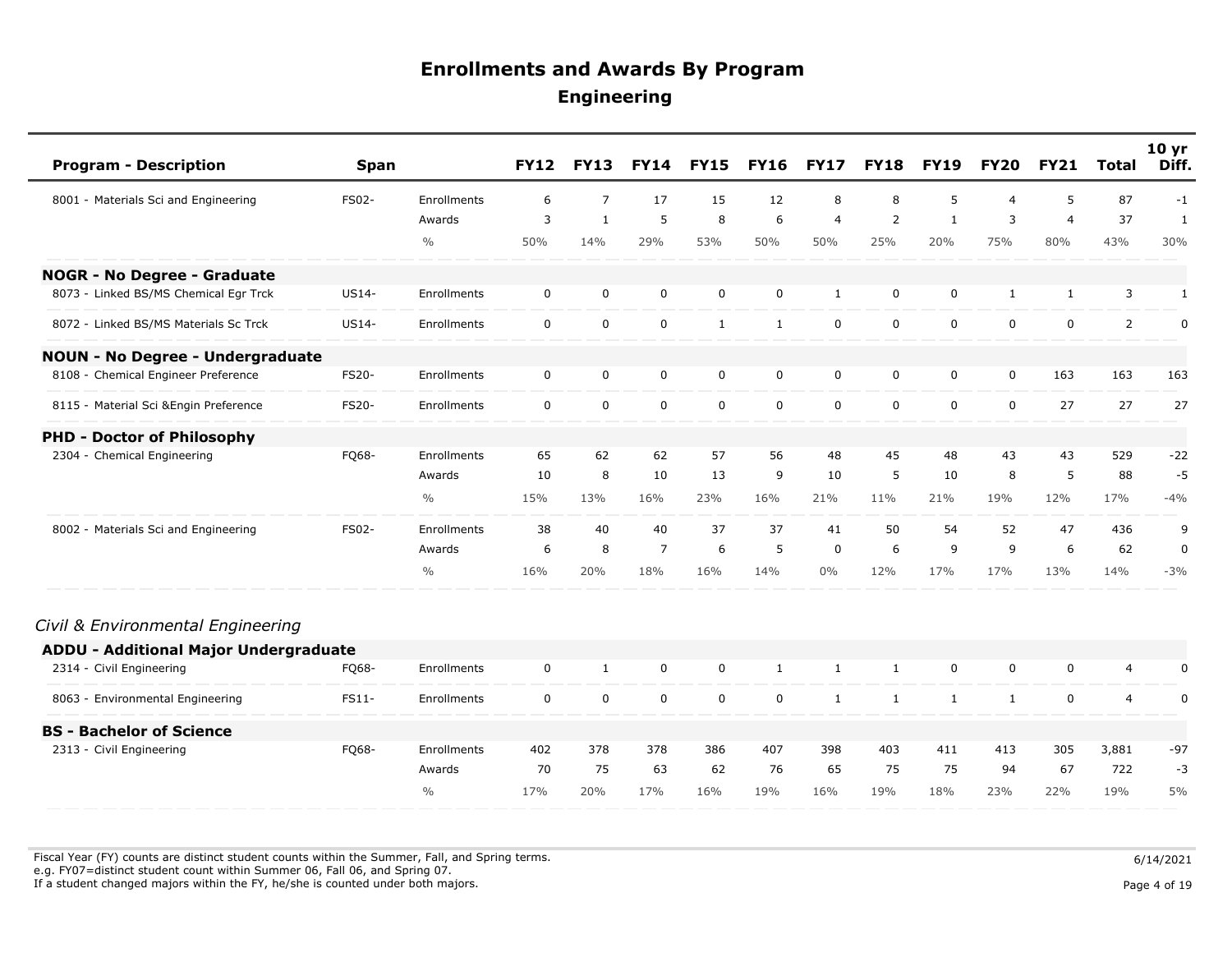# Enrollments and Awards By Program

## Engineering

| Program - Description | Span | | FY12 | FY13 | FY14 | FY15 | FY16 | FY17 | FY18 | FY19 | FY20 | FY21 | Total | 10 yr Diff. |
|---|---|---|---|---|---|---|---|---|---|---|---|---|---|---|
| 8001 - Materials Sci and Engineering | FS02- | Enrollments | 6 | 7 | 17 | 15 | 12 | 8 | 8 | 5 | 4 | 5 | 87 | -1 |
| | | Awards | 3 | 1 | 5 | 8 | 6 | 4 | 2 | 1 | 3 | 4 | 37 | 1 |
| | | % | 50% | 14% | 29% | 53% | 50% | 50% | 25% | 20% | 75% | 80% | 43% | 30% |
| **NOGR - No Degree - Graduate** | | | | | | | | | | | | | | |
| 8073 - Linked BS/MS Chemical Egr Trck | US14- | Enrollments | 0 | 0 | 0 | 0 | 0 | 1 | 0 | 0 | 1 | 1 | 3 | 1 |
| 8072 - Linked BS/MS Materials Sc Trck | US14- | Enrollments | 0 | 0 | 0 | 1 | 1 | 0 | 0 | 0 | 0 | 0 | 2 | 0 |
| **NOUN - No Degree - Undergraduate** | | | | | | | | | | | | | | |
| 8108 - Chemical Engineer Preference | FS20- | Enrollments | 0 | 0 | 0 | 0 | 0 | 0 | 0 | 0 | 0 | 163 | 163 | 163 |
| 8115 - Material Sci &Engin Preference | FS20- | Enrollments | 0 | 0 | 0 | 0 | 0 | 0 | 0 | 0 | 0 | 27 | 27 | 27 |
| **PHD - Doctor of Philosophy** | | | | | | | | | | | | | | |
| 2304 - Chemical Engineering | FQ68- | Enrollments | 65 | 62 | 62 | 57 | 56 | 48 | 45 | 48 | 43 | 43 | 529 | -22 |
| | | Awards | 10 | 8 | 10 | 13 | 9 | 10 | 5 | 10 | 8 | 5 | 88 | -5 |
| | | % | 15% | 13% | 16% | 23% | 16% | 21% | 11% | 21% | 19% | 12% | 17% | -4% |
| 8002 - Materials Sci and Engineering | FS02- | Enrollments | 38 | 40 | 40 | 37 | 37 | 41 | 50 | 54 | 52 | 47 | 436 | 9 |
| | | Awards | 6 | 8 | 7 | 6 | 5 | 0 | 6 | 9 | 9 | 6 | 62 | 0 |
| | | % | 16% | 20% | 18% | 16% | 14% | 0% | 12% | 17% | 17% | 13% | 14% | -3% |

*Civil & Environmental Engineering*

| Program - Description | Span | | FY12 | FY13 | FY14 | FY15 | FY16 | FY17 | FY18 | FY19 | FY20 | FY21 | Total | 10 yr Diff. |
|---|---|---|---|---|---|---|---|---|---|---|---|---|---|---|
| **ADDU - Additional Major Undergraduate** | | | | | | | | | | | | | | |
| 2314 - Civil Engineering | FQ68- | Enrollments | 0 | 1 | 0 | 0 | 1 | 1 | 1 | 0 | 0 | 0 | 4 | 0 |
| 8063 - Environmental Engineering | FS11- | Enrollments | 0 | 0 | 0 | 0 | 0 | 1 | 1 | 1 | 1 | 0 | 4 | 0 |
| **BS - Bachelor of Science** | | | | | | | | | | | | | | |
| 2313 - Civil Engineering | FQ68- | Enrollments | 402 | 378 | 378 | 386 | 407 | 398 | 403 | 411 | 413 | 305 | 3,881 | -97 |
| | | Awards | 70 | 75 | 63 | 62 | 76 | 65 | 75 | 75 | 94 | 67 | 722 | -3 |
| | | % | 17% | 20% | 17% | 16% | 19% | 16% | 19% | 18% | 23% | 22% | 19% | 5% |

Fiscal Year (FY) counts are distinct student counts within the Summer, Fall, and Spring terms.
e.g. FY07=distinct student count within Summer 06, Fall 06, and Spring 07.
If a student changed majors within the FY, he/she is counted under both majors.

6/14/2021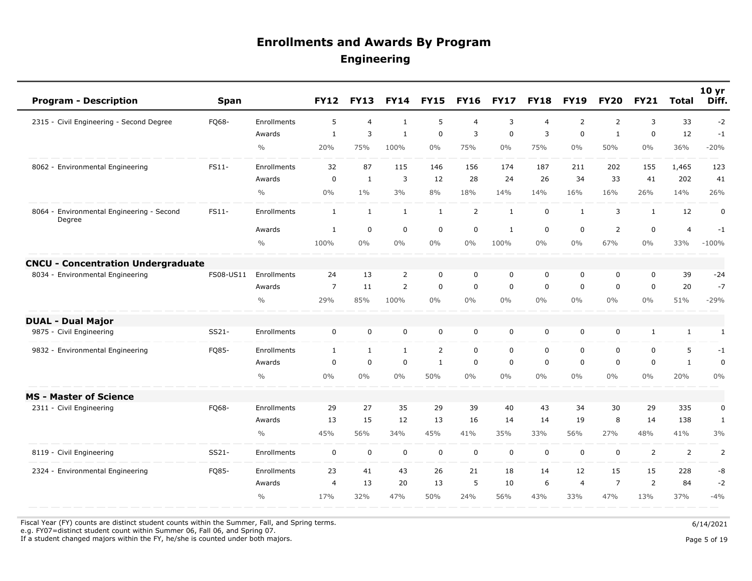# Enrollments and Awards By Program

## Engineering

| Program - Description | Span | | FY12 | FY13 | FY14 | FY15 | FY16 | FY17 | FY18 | FY19 | FY20 | FY21 | Total | 10 yr Diff. |
|---|---|---|---|---|---|---|---|---|---|---|---|---|---|---|
| 2315 - Civil Engineering - Second Degree | FQ68- | Enrollments | 5 | 4 | 1 | 5 | 4 | 3 | 4 | 2 | 2 | 3 | 33 | -2 |
| | | Awards | 1 | 3 | 1 | 0 | 3 | 0 | 3 | 0 | 1 | 0 | 12 | -1 |
| | | % | 20% | 75% | 100% | 0% | 75% | 0% | 75% | 0% | 50% | 0% | 36% | -20% |
| 8062 - Environmental Engineering | FS11- | Enrollments | 32 | 87 | 115 | 146 | 156 | 174 | 187 | 211 | 202 | 155 | 1,465 | 123 |
| | | Awards | 0 | 1 | 3 | 12 | 28 | 24 | 26 | 34 | 33 | 41 | 202 | 41 |
| | | % | 0% | 1% | 3% | 8% | 18% | 14% | 14% | 16% | 16% | 26% | 14% | 26% |
| 8064 - Environmental Engineering - Second Degree | FS11- | Enrollments | 1 | 1 | 1 | 1 | 2 | 1 | 0 | 1 | 3 | 1 | 12 | 0 |
| | | Awards | 1 | 0 | 0 | 0 | 0 | 1 | 0 | 0 | 2 | 0 | 4 | -1 |
| | | % | 100% | 0% | 0% | 0% | 0% | 100% | 0% | 0% | 67% | 0% | 33% | -100% |
| **CNCU - Concentration Undergraduate** | | | | | | | | | | | | | | |
| 8034 - Environmental Engineering | FS08-US11 | Enrollments | 24 | 13 | 2 | 0 | 0 | 0 | 0 | 0 | 0 | 0 | 39 | -24 |
| | | Awards | 7 | 11 | 2 | 0 | 0 | 0 | 0 | 0 | 0 | 0 | 20 | -7 |
| | | % | 29% | 85% | 100% | 0% | 0% | 0% | 0% | 0% | 0% | 0% | 51% | -29% |
| **DUAL - Dual Major** | | | | | | | | | | | | | | |
| 9875 - Civil Engineering | SS21- | Enrollments | 0 | 0 | 0 | 0 | 0 | 0 | 0 | 0 | 0 | 1 | 1 | 1 |
| 9832 - Environmental Engineering | FQ85- | Enrollments | 1 | 1 | 1 | 2 | 0 | 0 | 0 | 0 | 0 | 0 | 5 | -1 |
| | | Awards | 0 | 0 | 0 | 1 | 0 | 0 | 0 | 0 | 0 | 0 | 1 | 0 |
| | | % | 0% | 0% | 0% | 50% | 0% | 0% | 0% | 0% | 0% | 0% | 20% | 0% |
| **MS - Master of Science** | | | | | | | | | | | | | | |
| 2311 - Civil Engineering | FQ68- | Enrollments | 29 | 27 | 35 | 29 | 39 | 40 | 43 | 34 | 30 | 29 | 335 | 0 |
| | | Awards | 13 | 15 | 12 | 13 | 16 | 14 | 14 | 19 | 8 | 14 | 138 | 1 |
| | | % | 45% | 56% | 34% | 45% | 41% | 35% | 33% | 56% | 27% | 48% | 41% | 3% |
| 8119 - Civil Engineering | SS21- | Enrollments | 0 | 0 | 0 | 0 | 0 | 0 | 0 | 0 | 0 | 2 | 2 | 2 |
| 2324 - Environmental Engineering | FQ85- | Enrollments | 23 | 41 | 43 | 26 | 21 | 18 | 14 | 12 | 15 | 15 | 228 | -8 |
| | | Awards | 4 | 13 | 20 | 13 | 5 | 10 | 6 | 4 | 7 | 2 | 84 | -2 |
| | | % | 17% | 32% | 47% | 50% | 24% | 56% | 43% | 33% | 47% | 13% | 37% | -4% |

Fiscal Year (FY) counts are distinct student counts within the Summer, Fall, and Spring terms.
e.g. FY07=distinct student count within Summer 06, Fall 06, and Spring 07.
If a student changed majors within the FY, he/she is counted under both majors.

6/14/2021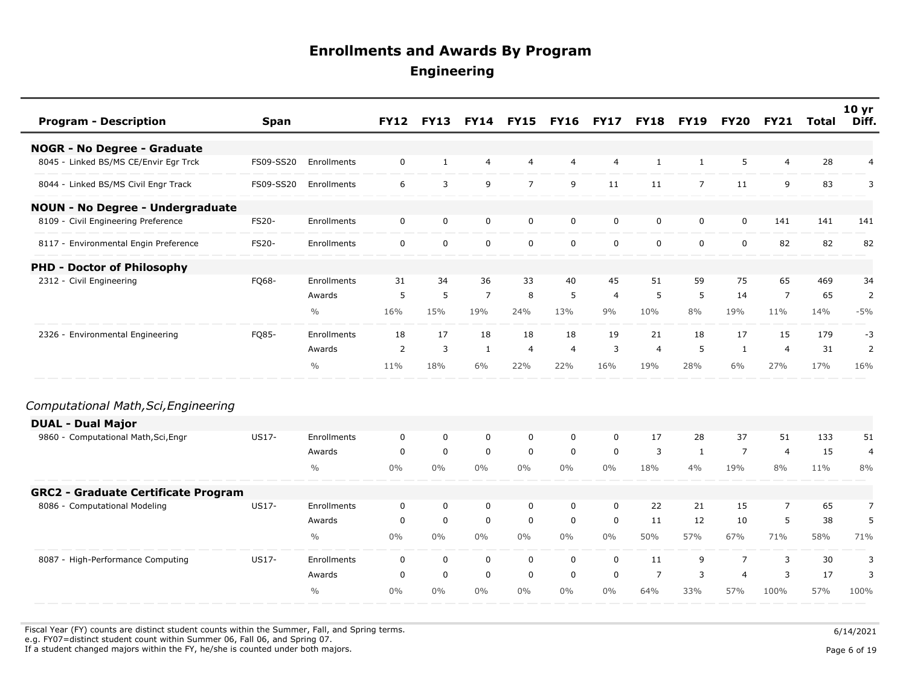# Enrollments and Awards By Program

## Engineering

| Program - Description | Span | | FY12 | FY13 | FY14 | FY15 | FY16 | FY17 | FY18 | FY19 | FY20 | FY21 | Total | 10 yr Diff. |
|---|---|---|---|---|---|---|---|---|---|---|---|---|---|---|
| **NOGR - No Degree - Graduate** | | | | | | | | | | | | | | |
| 8045 - Linked BS/MS CE/Envir Egr Trck | FS09-SS20 | Enrollments | 0 | 1 | 4 | 4 | 4 | 4 | 1 | 1 | 5 | 4 | 28 | 4 |
| 8044 - Linked BS/MS Civil Engr Track | FS09-SS20 | Enrollments | 6 | 3 | 9 | 7 | 9 | 11 | 11 | 7 | 11 | 9 | 83 | 3 |
| **NOUN - No Degree - Undergraduate** | | | | | | | | | | | | | | |
| 8109 - Civil Engineering Preference | FS20- | Enrollments | 0 | 0 | 0 | 0 | 0 | 0 | 0 | 0 | 0 | 141 | 141 | 141 |
| 8117 - Environmental Engin Preference | FS20- | Enrollments | 0 | 0 | 0 | 0 | 0 | 0 | 0 | 0 | 0 | 82 | 82 | 82 |
| **PHD - Doctor of Philosophy** | | | | | | | | | | | | | | |
| 2312 - Civil Engineering | FQ68- | Enrollments | 31 | 34 | 36 | 33 | 40 | 45 | 51 | 59 | 75 | 65 | 469 | 34 |
| | | Awards | 5 | 5 | 7 | 8 | 5 | 4 | 5 | 5 | 14 | 7 | 65 | 2 |
| | | % | 16% | 15% | 19% | 24% | 13% | 9% | 10% | 8% | 19% | 11% | 14% | -5% |
| 2326 - Environmental Engineering | FQ85- | Enrollments | 18 | 17 | 18 | 18 | 18 | 19 | 21 | 18 | 17 | 15 | 179 | -3 |
| | | Awards | 2 | 3 | 1 | 4 | 4 | 3 | 4 | 5 | 1 | 4 | 31 | 2 |
| | | % | 11% | 18% | 6% | 22% | 22% | 16% | 19% | 28% | 6% | 27% | 17% | 16% |

*Computational Math,Sci,Engineering*

| Program - Description | Span | | FY12 | FY13 | FY14 | FY15 | FY16 | FY17 | FY18 | FY19 | FY20 | FY21 | Total | 10 yr Diff. |
|---|---|---|---|---|---|---|---|---|---|---|---|---|---|---|
| **DUAL - Dual Major** | | | | | | | | | | | | | | |
| 9860 - Computational Math,Sci,Engr | US17- | Enrollments | 0 | 0 | 0 | 0 | 0 | 0 | 17 | 28 | 37 | 51 | 133 | 51 |
| | | Awards | 0 | 0 | 0 | 0 | 0 | 0 | 3 | 1 | 7 | 4 | 15 | 4 |
| | | % | 0% | 0% | 0% | 0% | 0% | 0% | 18% | 4% | 19% | 8% | 11% | 8% |
| **GRC2 - Graduate Certificate Program** | | | | | | | | | | | | | | |
| 8086 - Computational Modeling | US17- | Enrollments | 0 | 0 | 0 | 0 | 0 | 0 | 22 | 21 | 15 | 7 | 65 | 7 |
| | | Awards | 0 | 0 | 0 | 0 | 0 | 0 | 11 | 12 | 10 | 5 | 38 | 5 |
| | | % | 0% | 0% | 0% | 0% | 0% | 0% | 50% | 57% | 67% | 71% | 58% | 71% |
| 8087 - High-Performance Computing | US17- | Enrollments | 0 | 0 | 0 | 0 | 0 | 0 | 11 | 9 | 7 | 3 | 30 | 3 |
| | | Awards | 0 | 0 | 0 | 0 | 0 | 0 | 7 | 3 | 4 | 3 | 17 | 3 |
| | | % | 0% | 0% | 0% | 0% | 0% | 0% | 64% | 33% | 57% | 100% | 57% | 100% |

Fiscal Year (FY) counts are distinct student counts within the Summer, Fall, and Spring terms.
e.g. FY07=distinct student count within Summer 06, Fall 06, and Spring 07.
If a student changed majors within the FY, he/she is counted under both majors.

6/14/2021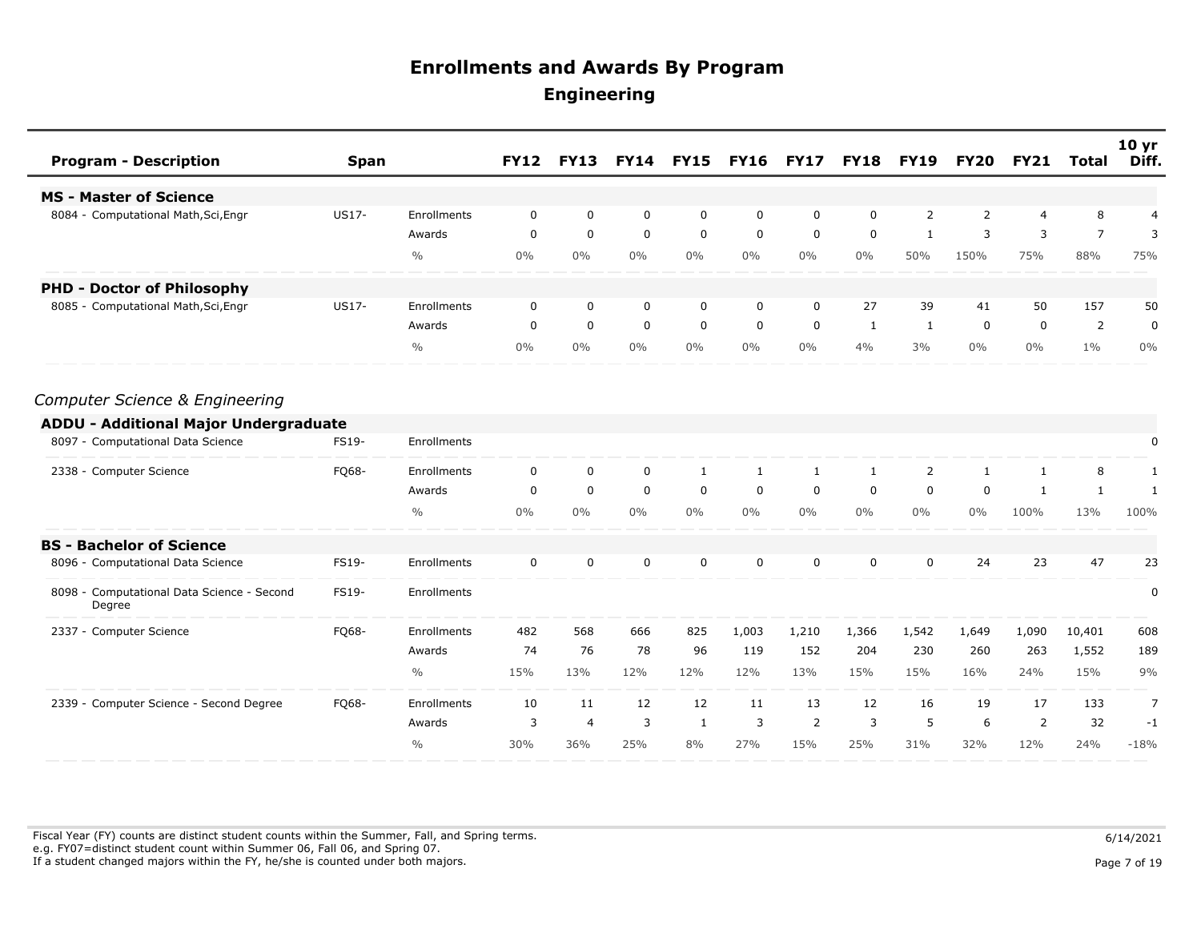# Enrollments and Awards By Program

## Engineering

| Program - Description | Span | | FY12 | FY13 | FY14 | FY15 | FY16 | FY17 | FY18 | FY19 | FY20 | FY21 | Total | 10 yr Diff. |
|---|---|---|---|---|---|---|---|---|---|---|---|---|---|---|
| **MS - Master of Science** | | | | | | | | | | | | | | |
| 8084 - Computational Math,Sci,Engr | US17- | Enrollments | 0 | 0 | 0 | 0 | 0 | 0 | 0 | 2 | 2 | 4 | 8 | 4 |
| | | Awards | 0 | 0 | 0 | 0 | 0 | 0 | 0 | 1 | 3 | 3 | 7 | 3 |
| | | % | 0% | 0% | 0% | 0% | 0% | 0% | 0% | 50% | 150% | 75% | 88% | 75% |
| **PHD - Doctor of Philosophy** | | | | | | | | | | | | | | |
| 8085 - Computational Math,Sci,Engr | US17- | Enrollments | 0 | 0 | 0 | 0 | 0 | 0 | 27 | 39 | 41 | 50 | 157 | 50 |
| | | Awards | 0 | 0 | 0 | 0 | 0 | 0 | 1 | 1 | 0 | 0 | 2 | 0 |
| | | % | 0% | 0% | 0% | 0% | 0% | 0% | 4% | 3% | 0% | 0% | 1% | 0% |

*Computer Science & Engineering*

| Program - Description | Span | | FY12 | FY13 | FY14 | FY15 | FY16 | FY17 | FY18 | FY19 | FY20 | FY21 | Total | 10 yr Diff. |
|---|---|---|---|---|---|---|---|---|---|---|---|---|---|---|
| **ADDU - Additional Major Undergraduate** | | | | | | | | | | | | | | |
| 8097 - Computational Data Science | FS19- | Enrollments | | | | | | | | | | | | 0 |
| 2338 - Computer Science | FQ68- | Enrollments | 0 | 0 | 0 | 1 | 1 | 1 | 1 | 2 | 1 | 1 | 8 | 1 |
| | | Awards | 0 | 0 | 0 | 0 | 0 | 0 | 0 | 0 | 0 | 1 | 1 | 1 |
| | | % | 0% | 0% | 0% | 0% | 0% | 0% | 0% | 0% | 0% | 100% | 13% | 100% |
| **BS - Bachelor of Science** | | | | | | | | | | | | | | |
| 8096 - Computational Data Science | FS19- | Enrollments | 0 | 0 | 0 | 0 | 0 | 0 | 0 | 0 | 24 | 23 | 47 | 23 |
| 8098 - Computational Data Science - Second Degree | FS19- | Enrollments | | | | | | | | | | | | 0 |
| 2337 - Computer Science | FQ68- | Enrollments | 482 | 568 | 666 | 825 | 1,003 | 1,210 | 1,366 | 1,542 | 1,649 | 1,090 | 10,401 | 608 |
| | | Awards | 74 | 76 | 78 | 96 | 119 | 152 | 204 | 230 | 260 | 263 | 1,552 | 189 |
| | | % | 15% | 13% | 12% | 12% | 12% | 13% | 15% | 15% | 16% | 24% | 15% | 9% |
| 2339 - Computer Science - Second Degree | FQ68- | Enrollments | 10 | 11 | 12 | 12 | 11 | 13 | 12 | 16 | 19 | 17 | 133 | 7 |
| | | Awards | 3 | 4 | 3 | 1 | 3 | 2 | 3 | 5 | 6 | 2 | 32 | -1 |
| | | % | 30% | 36% | 25% | 8% | 27% | 15% | 25% | 31% | 32% | 12% | 24% | -18% |

Fiscal Year (FY) counts are distinct student counts within the Summer, Fall, and Spring terms.
e.g. FY07=distinct student count within Summer 06, Fall 06, and Spring 07.
If a student changed majors within the FY, he/she is counted under both majors.

6/14/2021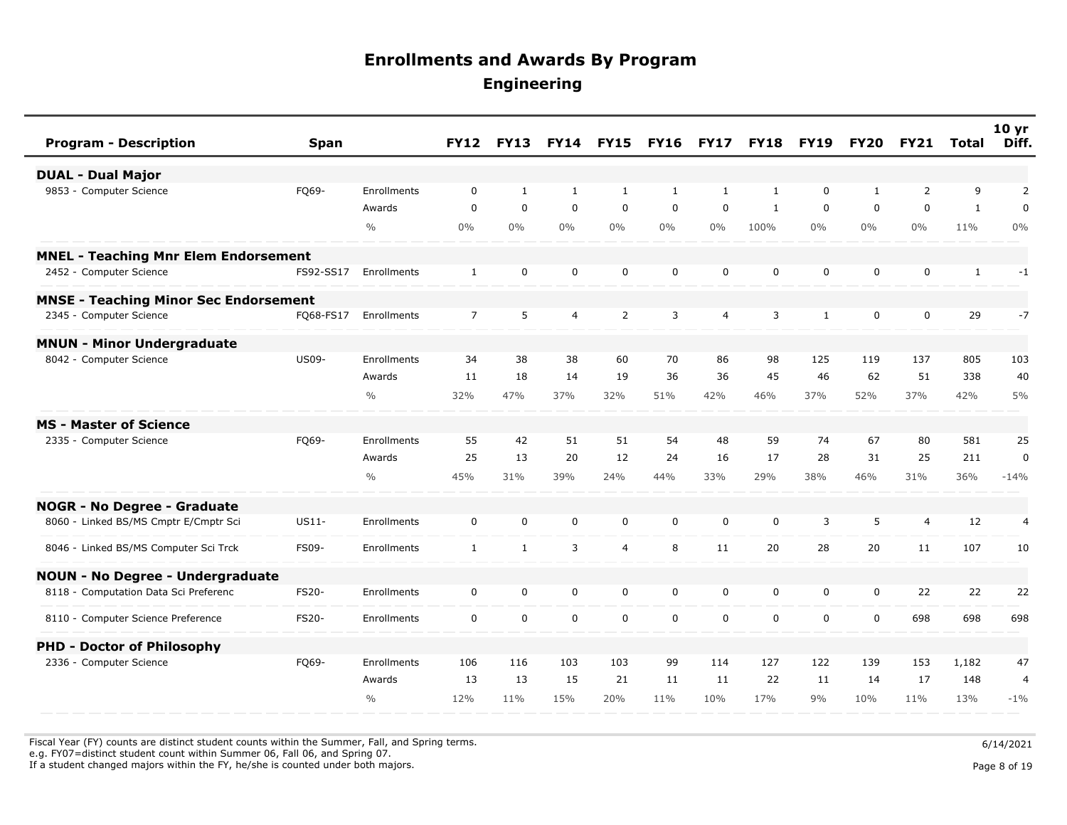# Enrollments and Awards By Program

## Engineering

| Program - Description | Span | | FY12 | FY13 | FY14 | FY15 | FY16 | FY17 | FY18 | FY19 | FY20 | FY21 | Total | 10 yr Diff. |
|---|---|---|---|---|---|---|---|---|---|---|---|---|---|---|
| **DUAL - Dual Major** | | | | | | | | | | | | | | |
| 9853 - Computer Science | FQ69- | Enrollments | 0 | 1 | 1 | 1 | 1 | 1 | 1 | 0 | 1 | 2 | 9 | 2 |
| | | Awards | 0 | 0 | 0 | 0 | 0 | 0 | 1 | 0 | 0 | 0 | 1 | 0 |
| | | % | 0% | 0% | 0% | 0% | 0% | 0% | 100% | 0% | 0% | 0% | 11% | 0% |
| **MNEL - Teaching Mnr Elem Endorsement** | | | | | | | | | | | | | | |
| 2452 - Computer Science | FS92-SS17 | Enrollments | 1 | 0 | 0 | 0 | 0 | 0 | 0 | 0 | 0 | 0 | 1 | -1 |
| **MNSE - Teaching Minor Sec Endorsement** | | | | | | | | | | | | | | |
| 2345 - Computer Science | FQ68-FS17 | Enrollments | 7 | 5 | 4 | 2 | 3 | 4 | 3 | 1 | 0 | 0 | 29 | -7 |
| **MNUN - Minor Undergraduate** | | | | | | | | | | | | | | |
| 8042 - Computer Science | US09- | Enrollments | 34 | 38 | 38 | 60 | 70 | 86 | 98 | 125 | 119 | 137 | 805 | 103 |
| | | Awards | 11 | 18 | 14 | 19 | 36 | 36 | 45 | 46 | 62 | 51 | 338 | 40 |
| | | % | 32% | 47% | 37% | 32% | 51% | 42% | 46% | 37% | 52% | 37% | 42% | 5% |
| **MS - Master of Science** | | | | | | | | | | | | | | |
| 2335 - Computer Science | FQ69- | Enrollments | 55 | 42 | 51 | 51 | 54 | 48 | 59 | 74 | 67 | 80 | 581 | 25 |
| | | Awards | 25 | 13 | 20 | 12 | 24 | 16 | 17 | 28 | 31 | 25 | 211 | 0 |
| | | % | 45% | 31% | 39% | 24% | 44% | 33% | 29% | 38% | 46% | 31% | 36% | -14% |
| **NOGR - No Degree - Graduate** | | | | | | | | | | | | | | |
| 8060 - Linked BS/MS Cmptr E/Cmptr Sci | US11- | Enrollments | 0 | 0 | 0 | 0 | 0 | 0 | 0 | 3 | 5 | 4 | 12 | 4 |
| 8046 - Linked BS/MS Computer Sci Trck | FS09- | Enrollments | 1 | 1 | 3 | 4 | 8 | 11 | 20 | 28 | 20 | 11 | 107 | 10 |
| **NOUN - No Degree - Undergraduate** | | | | | | | | | | | | | | |
| 8118 - Computation Data Sci Preferenc | FS20- | Enrollments | 0 | 0 | 0 | 0 | 0 | 0 | 0 | 0 | 0 | 22 | 22 | 22 |
| 8110 - Computer Science Preference | FS20- | Enrollments | 0 | 0 | 0 | 0 | 0 | 0 | 0 | 0 | 0 | 698 | 698 | 698 |
| **PHD - Doctor of Philosophy** | | | | | | | | | | | | | | |
| 2336 - Computer Science | FQ69- | Enrollments | 106 | 116 | 103 | 103 | 99 | 114 | 127 | 122 | 139 | 153 | 1,182 | 47 |
| | | Awards | 13 | 13 | 15 | 21 | 11 | 11 | 22 | 11 | 14 | 17 | 148 | 4 |
| | | % | 12% | 11% | 15% | 20% | 11% | 10% | 17% | 9% | 10% | 11% | 13% | -1% |

Fiscal Year (FY) counts are distinct student counts within the Summer, Fall, and Spring terms.
e.g. FY07=distinct student count within Summer 06, Fall 06, and Spring 07.
If a student changed majors within the FY, he/she is counted under both majors.

6/14/2021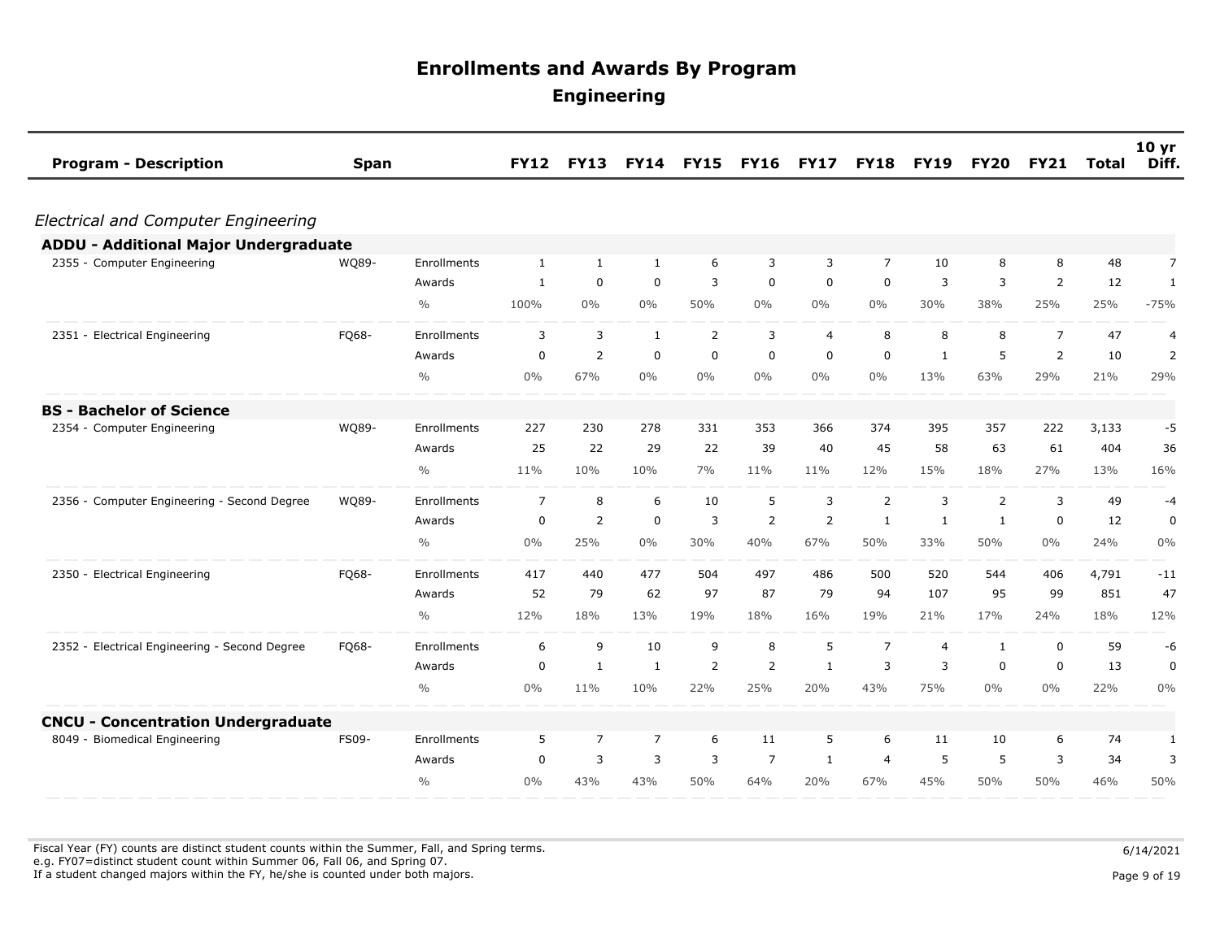# Enrollments and Awards By Program

## Engineering

| Program - Description | Span | | FY12 | FY13 | FY14 | FY15 | FY16 | FY17 | FY18 | FY19 | FY20 | FY21 | Total | 10 yr Diff. |
|---|---|---|---|---|---|---|---|---|---|---|---|---|---|---|
| *Electrical and Computer Engineering* | | | | | | | | | | | | | | |
| **ADDU - Additional Major Undergraduate** | | | | | | | | | | | | | | |
| 2355 - Computer Engineering | WQ89- | Enrollments | 1 | 1 | 1 | 6 | 3 | 3 | 7 | 10 | 8 | 8 | 48 | 7 |
| | | Awards | 1 | 0 | 0 | 3 | 0 | 0 | 0 | 3 | 3 | 2 | 12 | 1 |
| | | % | 100% | 0% | 0% | 50% | 0% | 0% | 0% | 30% | 38% | 25% | 25% | -75% |
| 2351 - Electrical Engineering | FQ68- | Enrollments | 3 | 3 | 1 | 2 | 3 | 4 | 8 | 8 | 8 | 7 | 47 | 4 |
| | | Awards | 0 | 2 | 0 | 0 | 0 | 0 | 0 | 1 | 5 | 2 | 10 | 2 |
| | | % | 0% | 67% | 0% | 0% | 0% | 0% | 0% | 13% | 63% | 29% | 21% | 29% |
| **BS - Bachelor of Science** | | | | | | | | | | | | | | |
| 2354 - Computer Engineering | WQ89- | Enrollments | 227 | 230 | 278 | 331 | 353 | 366 | 374 | 395 | 357 | 222 | 3,133 | -5 |
| | | Awards | 25 | 22 | 29 | 22 | 39 | 40 | 45 | 58 | 63 | 61 | 404 | 36 |
| | | % | 11% | 10% | 10% | 7% | 11% | 11% | 12% | 15% | 18% | 27% | 13% | 16% |
| 2356 - Computer Engineering - Second Degree | WQ89- | Enrollments | 7 | 8 | 6 | 10 | 5 | 3 | 2 | 3 | 2 | 3 | 49 | -4 |
| | | Awards | 0 | 2 | 0 | 3 | 2 | 2 | 1 | 1 | 1 | 0 | 12 | 0 |
| | | % | 0% | 25% | 0% | 30% | 40% | 67% | 50% | 33% | 50% | 0% | 24% | 0% |
| 2350 - Electrical Engineering | FQ68- | Enrollments | 417 | 440 | 477 | 504 | 497 | 486 | 500 | 520 | 544 | 406 | 4,791 | -11 |
| | | Awards | 52 | 79 | 62 | 97 | 87 | 79 | 94 | 107 | 95 | 99 | 851 | 47 |
| | | % | 12% | 18% | 13% | 19% | 18% | 16% | 19% | 21% | 17% | 24% | 18% | 12% |
| 2352 - Electrical Engineering - Second Degree | FQ68- | Enrollments | 6 | 9 | 10 | 9 | 8 | 5 | 7 | 4 | 1 | 0 | 59 | -6 |
| | | Awards | 0 | 1 | 1 | 2 | 2 | 1 | 3 | 3 | 0 | 0 | 13 | 0 |
| | | % | 0% | 11% | 10% | 22% | 25% | 20% | 43% | 75% | 0% | 0% | 22% | 0% |
| **CNCU - Concentration Undergraduate** | | | | | | | | | | | | | | |
| 8049 - Biomedical Engineering | FS09- | Enrollments | 5 | 7 | 7 | 6 | 11 | 5 | 6 | 11 | 10 | 6 | 74 | 1 |
| | | Awards | 0 | 3 | 3 | 3 | 7 | 1 | 4 | 5 | 5 | 3 | 34 | 3 |
| | | % | 0% | 43% | 43% | 50% | 64% | 20% | 67% | 45% | 50% | 50% | 46% | 50% |

Fiscal Year (FY) counts are distinct student counts within the Summer, Fall, and Spring terms.
e.g. FY07=distinct student count within Summer 06, Fall 06, and Spring 07.
If a student changed majors within the FY, he/she is counted under both majors.

6/14/2021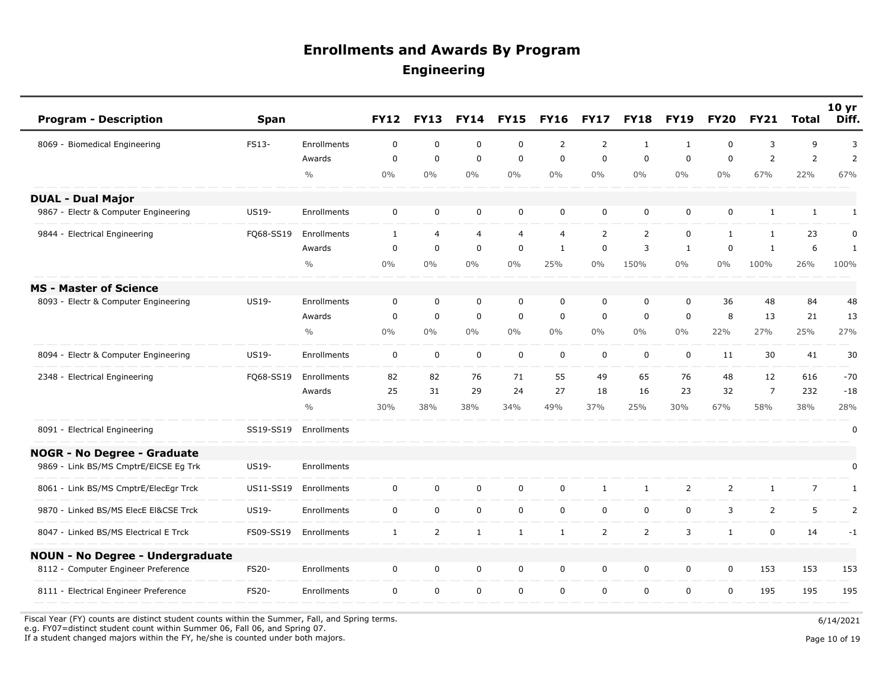# Enrollments and Awards By Program

## Engineering

| Program - Description | Span | | FY12 | FY13 | FY14 | FY15 | FY16 | FY17 | FY18 | FY19 | FY20 | FY21 | Total | 10 yr Diff. |
|---|---|---|---|---|---|---|---|---|---|---|---|---|---|---|
| 8069 - Biomedical Engineering | FS13- | Enrollments | 0 | 0 | 0 | 0 | 2 | 2 | 1 | 1 | 0 | 3 | 9 | 3 |
| | | Awards | 0 | 0 | 0 | 0 | 0 | 0 | 0 | 0 | 0 | 2 | 2 | 2 |
| | | % | 0% | 0% | 0% | 0% | 0% | 0% | 0% | 0% | 0% | 67% | 22% | 67% |
| **DUAL - Dual Major** | | | | | | | | | | | | | | |
| 9867 - Electr & Computer Engineering | US19- | Enrollments | 0 | 0 | 0 | 0 | 0 | 0 | 0 | 0 | 0 | 1 | 1 | 1 |
| 9844 - Electrical Engineering | FQ68-SS19 | Enrollments | 1 | 4 | 4 | 4 | 4 | 2 | 2 | 0 | 1 | 1 | 23 | 0 |
| | | Awards | 0 | 0 | 0 | 0 | 1 | 0 | 3 | 1 | 0 | 1 | 6 | 1 |
| | | % | 0% | 0% | 0% | 0% | 25% | 0% | 150% | 0% | 0% | 100% | 26% | 100% |
| **MS - Master of Science** | | | | | | | | | | | | | | |
| 8093 - Electr & Computer Engineering | US19- | Enrollments | 0 | 0 | 0 | 0 | 0 | 0 | 0 | 0 | 36 | 48 | 84 | 48 |
| | | Awards | 0 | 0 | 0 | 0 | 0 | 0 | 0 | 0 | 8 | 13 | 21 | 13 |
| | | % | 0% | 0% | 0% | 0% | 0% | 0% | 0% | 0% | 22% | 27% | 25% | 27% |
| 8094 - Electr & Computer Engineering | US19- | Enrollments | 0 | 0 | 0 | 0 | 0 | 0 | 0 | 0 | 11 | 30 | 41 | 30 |
| 2348 - Electrical Engineering | FQ68-SS19 | Enrollments | 82 | 82 | 76 | 71 | 55 | 49 | 65 | 76 | 48 | 12 | 616 | -70 |
| | | Awards | 25 | 31 | 29 | 24 | 27 | 18 | 16 | 23 | 32 | 7 | 232 | -18 |
| | | % | 30% | 38% | 38% | 34% | 49% | 37% | 25% | 30% | 67% | 58% | 38% | 28% |
| 8091 - Electrical Engineering | SS19-SS19 | Enrollments | | | | | | | | | | | | 0 |
| **NOGR - No Degree - Graduate** | | | | | | | | | | | | | | |
| 9869 - Link BS/MS CmptrE/ElCSE Eg Trk | US19- | Enrollments | | | | | | | | | | | | 0 |
| 8061 - Link BS/MS CmptrE/ElecEgr Trck | US11-SS19 | Enrollments | 0 | 0 | 0 | 0 | 0 | 1 | 1 | 2 | 2 | 1 | 7 | 1 |
| 9870 - Linked BS/MS ElecE El&CSE Trck | US19- | Enrollments | 0 | 0 | 0 | 0 | 0 | 0 | 0 | 0 | 3 | 2 | 5 | 2 |
| 8047 - Linked BS/MS Electrical E Trck | FS09-SS19 | Enrollments | 1 | 2 | 1 | 1 | 1 | 2 | 2 | 3 | 1 | 0 | 14 | -1 |
| **NOUN - No Degree - Undergraduate** | | | | | | | | | | | | | | |
| 8112 - Computer Engineer Preference | FS20- | Enrollments | 0 | 0 | 0 | 0 | 0 | 0 | 0 | 0 | 0 | 153 | 153 | 153 |
| 8111 - Electrical Engineer Preference | FS20- | Enrollments | 0 | 0 | 0 | 0 | 0 | 0 | 0 | 0 | 0 | 195 | 195 | 195 |

Fiscal Year (FY) counts are distinct student counts within the Summer, Fall, and Spring terms.
e.g. FY07=distinct student count within Summer 06, Fall 06, and Spring 07.
If a student changed majors within the FY, he/she is counted under both majors.

6/14/2021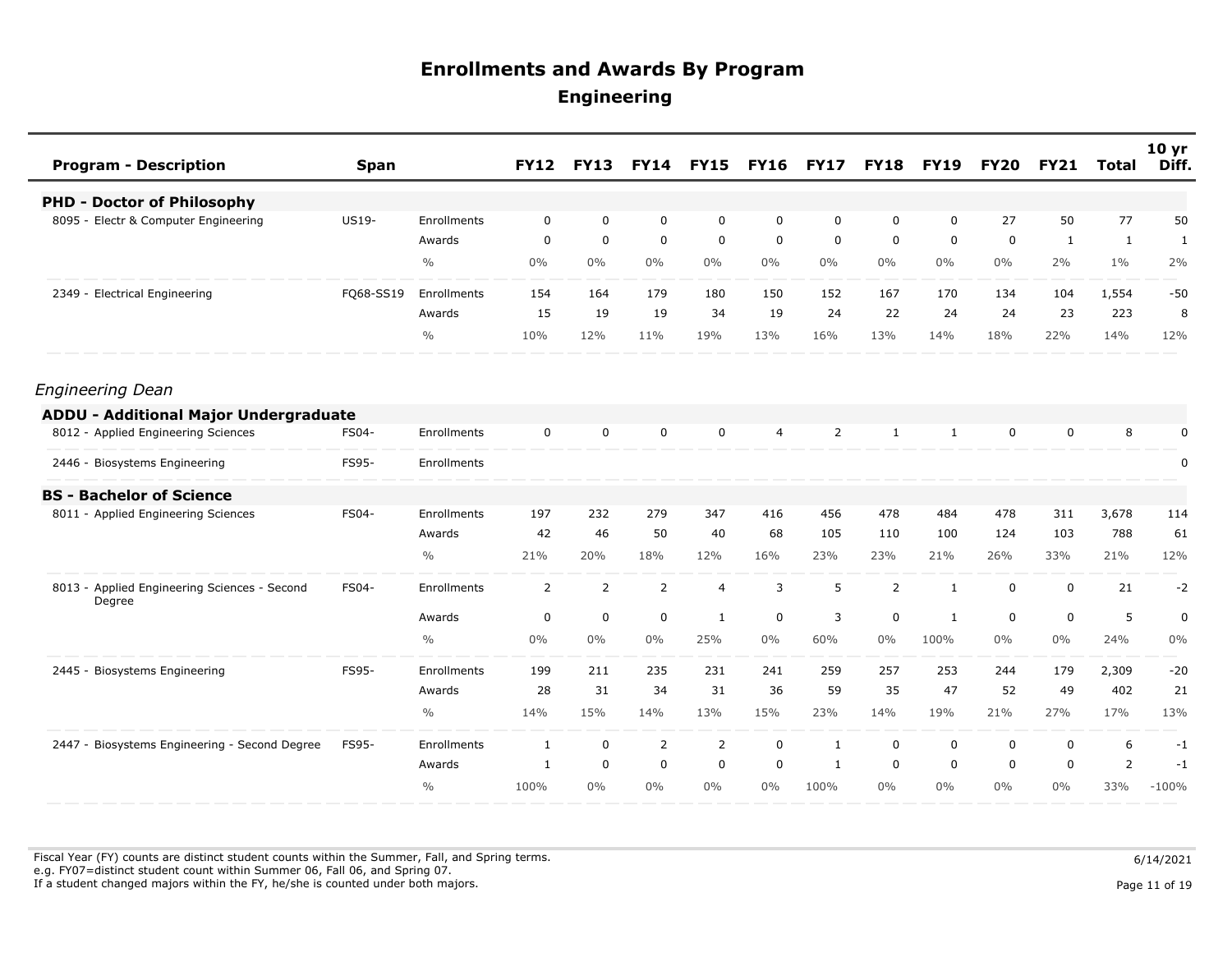# Enrollments and Awards By Program

## Engineering

| Program - Description | Span | | FY12 | FY13 | FY14 | FY15 | FY16 | FY17 | FY18 | FY19 | FY20 | FY21 | Total | 10 yr Diff. |
|---|---|---|---|---|---|---|---|---|---|---|---|---|---|---|
| **PHD - Doctor of Philosophy** | | | | | | | | | | | | | | |
| 8095 - Electr & Computer Engineering | US19- | Enrollments | 0 | 0 | 0 | 0 | 0 | 0 | 0 | 0 | 27 | 50 | 77 | 50 |
| | | Awards | 0 | 0 | 0 | 0 | 0 | 0 | 0 | 0 | 0 | 1 | 1 | 1 |
| | | % | 0% | 0% | 0% | 0% | 0% | 0% | 0% | 0% | 0% | 2% | 1% | 2% |
| 2349 - Electrical Engineering | FQ68-SS19 | Enrollments | 154 | 164 | 179 | 180 | 150 | 152 | 167 | 170 | 134 | 104 | 1,554 | -50 |
| | | Awards | 15 | 19 | 19 | 34 | 19 | 24 | 22 | 24 | 24 | 23 | 223 | 8 |
| | | % | 10% | 12% | 11% | 19% | 13% | 16% | 13% | 14% | 18% | 22% | 14% | 12% |

*Engineering Dean*

| Program - Description | Span | | FY12 | FY13 | FY14 | FY15 | FY16 | FY17 | FY18 | FY19 | FY20 | FY21 | Total | 10 yr Diff. |
|---|---|---|---|---|---|---|---|---|---|---|---|---|---|---|
| **ADDU - Additional Major Undergraduate** | | | | | | | | | | | | | | |
| 8012 - Applied Engineering Sciences | FS04- | Enrollments | 0 | 0 | 0 | 0 | 4 | 2 | 1 | 1 | 0 | 0 | 8 | 0 |
| 2446 - Biosystems Engineering | FS95- | Enrollments | | | | | | | | | | | | 0 |
| **BS - Bachelor of Science** | | | | | | | | | | | | | | |
| 8011 - Applied Engineering Sciences | FS04- | Enrollments | 197 | 232 | 279 | 347 | 416 | 456 | 478 | 484 | 478 | 311 | 3,678 | 114 |
| | | Awards | 42 | 46 | 50 | 40 | 68 | 105 | 110 | 100 | 124 | 103 | 788 | 61 |
| | | % | 21% | 20% | 18% | 12% | 16% | 23% | 23% | 21% | 26% | 33% | 21% | 12% |
| 8013 - Applied Engineering Sciences - Second Degree | FS04- | Enrollments | 2 | 2 | 2 | 4 | 3 | 5 | 2 | 1 | 0 | 0 | 21 | -2 |
| | | Awards | 0 | 0 | 0 | 1 | 0 | 3 | 0 | 1 | 0 | 0 | 5 | 0 |
| | | % | 0% | 0% | 0% | 25% | 0% | 60% | 0% | 100% | 0% | 0% | 24% | 0% |
| 2445 - Biosystems Engineering | FS95- | Enrollments | 199 | 211 | 235 | 231 | 241 | 259 | 257 | 253 | 244 | 179 | 2,309 | -20 |
| | | Awards | 28 | 31 | 34 | 31 | 36 | 59 | 35 | 47 | 52 | 49 | 402 | 21 |
| | | % | 14% | 15% | 14% | 13% | 15% | 23% | 14% | 19% | 21% | 27% | 17% | 13% |
| 2447 - Biosystems Engineering - Second Degree | FS95- | Enrollments | 1 | 0 | 2 | 2 | 0 | 1 | 0 | 0 | 0 | 0 | 6 | -1 |
| | | Awards | 1 | 0 | 0 | 0 | 0 | 1 | 0 | 0 | 0 | 0 | 2 | -1 |
| | | % | 100% | 0% | 0% | 0% | 0% | 100% | 0% | 0% | 0% | 0% | 33% | -100% |

Fiscal Year (FY) counts are distinct student counts within the Summer, Fall, and Spring terms.
e.g. FY07=distinct student count within Summer 06, Fall 06, and Spring 07.
If a student changed majors within the FY, he/she is counted under both majors.

6/14/2021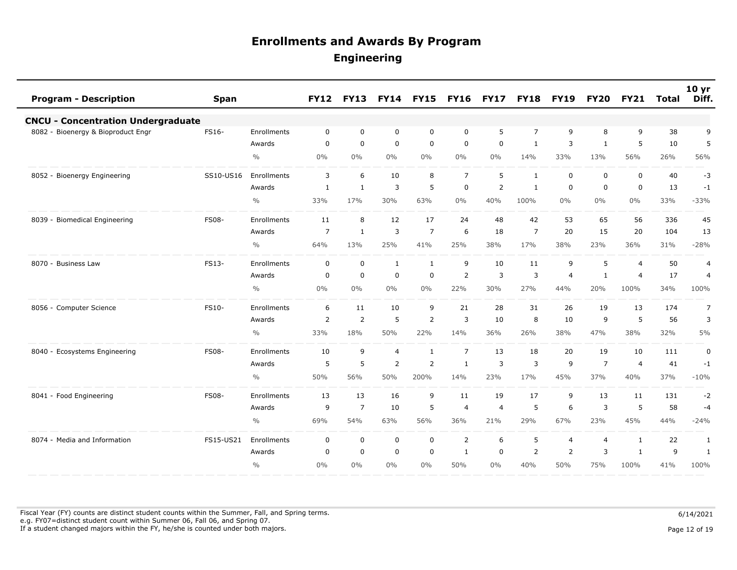# Enrollments and Awards By Program

## Engineering

| Program - Description | Span | | FY12 | FY13 | FY14 | FY15 | FY16 | FY17 | FY18 | FY19 | FY20 | FY21 | Total | 10 yr Diff. |
|---|---|---|---|---|---|---|---|---|---|---|---|---|---|---|
| **CNCU - Concentration Undergraduate** | | | | | | | | | | | | | | |
| 8082 - Bioenergy & Bioproduct Engr | FS16- | Enrollments | 0 | 0 | 0 | 0 | 0 | 5 | 7 | 9 | 8 | 9 | 38 | 9 |
| | | Awards | 0 | 0 | 0 | 0 | 0 | 0 | 1 | 3 | 1 | 5 | 10 | 5 |
| | | % | 0% | 0% | 0% | 0% | 0% | 0% | 14% | 33% | 13% | 56% | 26% | 56% |
| 8052 - Bioenergy Engineering | SS10-US16 | Enrollments | 3 | 6 | 10 | 8 | 7 | 5 | 1 | 0 | 0 | 0 | 40 | -3 |
| | | Awards | 1 | 1 | 3 | 5 | 0 | 2 | 1 | 0 | 0 | 0 | 13 | -1 |
| | | % | 33% | 17% | 30% | 63% | 0% | 40% | 100% | 0% | 0% | 0% | 33% | -33% |
| 8039 - Biomedical Engineering | FS08- | Enrollments | 11 | 8 | 12 | 17 | 24 | 48 | 42 | 53 | 65 | 56 | 336 | 45 |
| | | Awards | 7 | 1 | 3 | 7 | 6 | 18 | 7 | 20 | 15 | 20 | 104 | 13 |
| | | % | 64% | 13% | 25% | 41% | 25% | 38% | 17% | 38% | 23% | 36% | 31% | -28% |
| 8070 - Business Law | FS13- | Enrollments | 0 | 0 | 1 | 1 | 9 | 10 | 11 | 9 | 5 | 4 | 50 | 4 |
| | | Awards | 0 | 0 | 0 | 0 | 2 | 3 | 3 | 4 | 1 | 4 | 17 | 4 |
| | | % | 0% | 0% | 0% | 0% | 22% | 30% | 27% | 44% | 20% | 100% | 34% | 100% |
| 8056 - Computer Science | FS10- | Enrollments | 6 | 11 | 10 | 9 | 21 | 28 | 31 | 26 | 19 | 13 | 174 | 7 |
| | | Awards | 2 | 2 | 5 | 2 | 3 | 10 | 8 | 10 | 9 | 5 | 56 | 3 |
| | | % | 33% | 18% | 50% | 22% | 14% | 36% | 26% | 38% | 47% | 38% | 32% | 5% |
| 8040 - Ecosystems Engineering | FS08- | Enrollments | 10 | 9 | 4 | 1 | 7 | 13 | 18 | 20 | 19 | 10 | 111 | 0 |
| | | Awards | 5 | 5 | 2 | 2 | 1 | 3 | 3 | 9 | 7 | 4 | 41 | -1 |
| | | % | 50% | 56% | 50% | 200% | 14% | 23% | 17% | 45% | 37% | 40% | 37% | -10% |
| 8041 - Food Engineering | FS08- | Enrollments | 13 | 13 | 16 | 9 | 11 | 19 | 17 | 9 | 13 | 11 | 131 | -2 |
| | | Awards | 9 | 7 | 10 | 5 | 4 | 4 | 5 | 6 | 3 | 5 | 58 | -4 |
| | | % | 69% | 54% | 63% | 56% | 36% | 21% | 29% | 67% | 23% | 45% | 44% | -24% |
| 8074 - Media and Information | FS15-US21 | Enrollments | 0 | 0 | 0 | 0 | 2 | 6 | 5 | 4 | 4 | 1 | 22 | 1 |
| | | Awards | 0 | 0 | 0 | 0 | 1 | 0 | 2 | 2 | 3 | 1 | 9 | 1 |
| | | % | 0% | 0% | 0% | 0% | 50% | 0% | 40% | 50% | 75% | 100% | 41% | 100% |

Fiscal Year (FY) counts are distinct student counts within the Summer, Fall, and Spring terms.
e.g. FY07=distinct student count within Summer 06, Fall 06, and Spring 07.
If a student changed majors within the FY, he/she is counted under both majors.

6/14/2021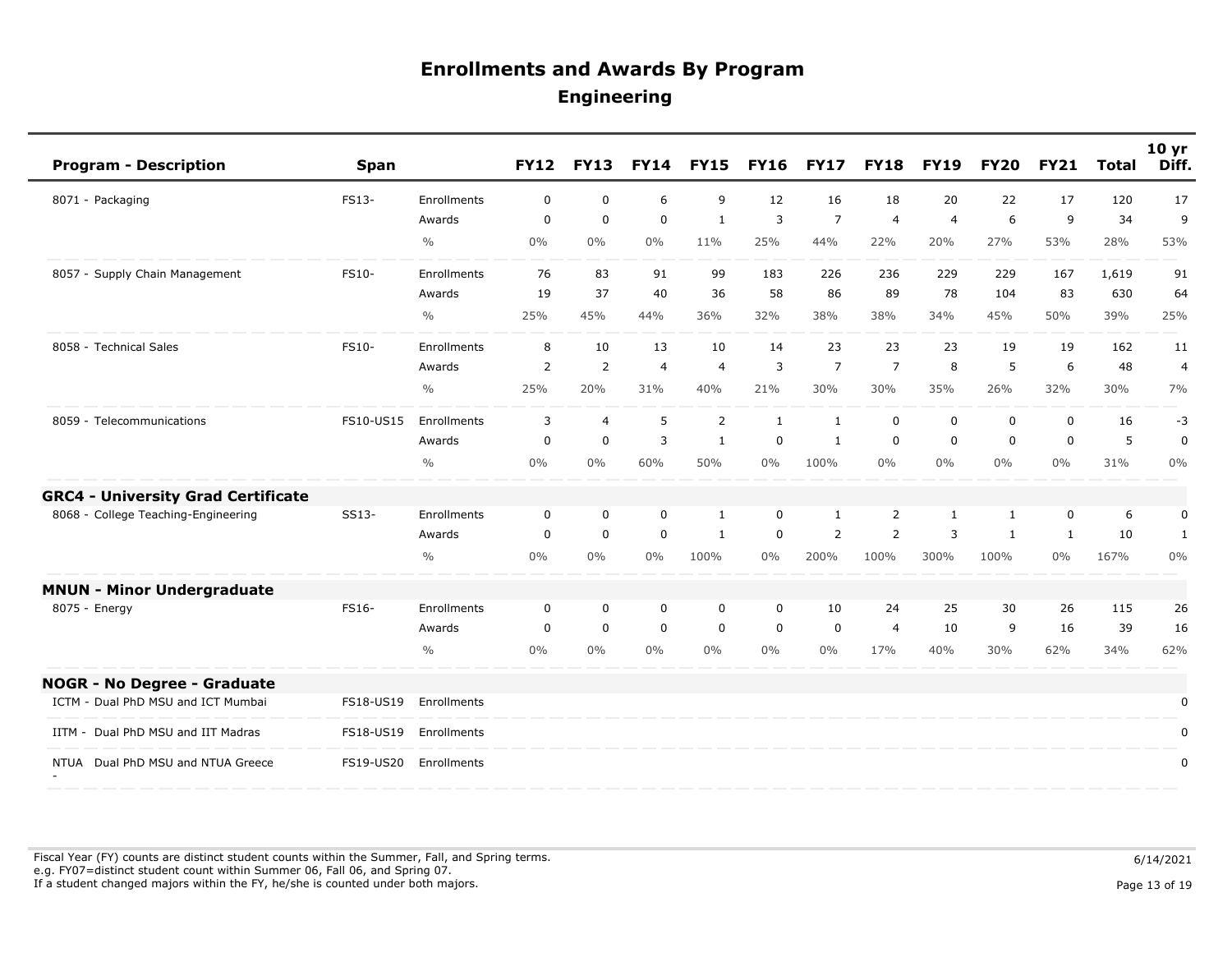# Enrollments and Awards By Program

## Engineering

| Program - Description | Span | | FY12 | FY13 | FY14 | FY15 | FY16 | FY17 | FY18 | FY19 | FY20 | FY21 | Total | 10 yr Diff. |
|---|---|---|---|---|---|---|---|---|---|---|---|---|---|---|
| 8071 - Packaging | FS13- | Enrollments | 0 | 0 | 6 | 9 | 12 | 16 | 18 | 20 | 22 | 17 | 120 | 17 |
| | | Awards | 0 | 0 | 0 | 1 | 3 | 7 | 4 | 4 | 6 | 9 | 34 | 9 |
| | | % | 0% | 0% | 0% | 11% | 25% | 44% | 22% | 20% | 27% | 53% | 28% | 53% |
| 8057 - Supply Chain Management | FS10- | Enrollments | 76 | 83 | 91 | 99 | 183 | 226 | 236 | 229 | 229 | 167 | 1,619 | 91 |
| | | Awards | 19 | 37 | 40 | 36 | 58 | 86 | 89 | 78 | 104 | 83 | 630 | 64 |
| | | % | 25% | 45% | 44% | 36% | 32% | 38% | 38% | 34% | 45% | 50% | 39% | 25% |
| 8058 - Technical Sales | FS10- | Enrollments | 8 | 10 | 13 | 10 | 14 | 23 | 23 | 23 | 19 | 19 | 162 | 11 |
| | | Awards | 2 | 2 | 4 | 4 | 3 | 7 | 7 | 8 | 5 | 6 | 48 | 4 |
| | | % | 25% | 20% | 31% | 40% | 21% | 30% | 30% | 35% | 26% | 32% | 30% | 7% |
| 8059 - Telecommunications | FS10-US15 | Enrollments | 3 | 4 | 5 | 2 | 1 | 1 | 0 | 0 | 0 | 0 | 16 | -3 |
| | | Awards | 0 | 0 | 3 | 1 | 0 | 1 | 0 | 0 | 0 | 0 | 5 | 0 |
| | | % | 0% | 0% | 60% | 50% | 0% | 100% | 0% | 0% | 0% | 0% | 31% | 0% |
| **GRC4 - University Grad Certificate** | | | | | | | | | | | | | | |
| 8068 - College Teaching-Engineering | SS13- | Enrollments | 0 | 0 | 0 | 1 | 0 | 1 | 2 | 1 | 1 | 0 | 6 | 0 |
| | | Awards | 0 | 0 | 0 | 1 | 0 | 2 | 2 | 3 | 1 | 1 | 10 | 1 |
| | | % | 0% | 0% | 0% | 100% | 0% | 200% | 100% | 300% | 100% | 0% | 167% | 0% |
| **MNUN - Minor Undergraduate** | | | | | | | | | | | | | | |
| 8075 - Energy | FS16- | Enrollments | 0 | 0 | 0 | 0 | 0 | 10 | 24 | 25 | 30 | 26 | 115 | 26 |
| | | Awards | 0 | 0 | 0 | 0 | 0 | 0 | 4 | 10 | 9 | 16 | 39 | 16 |
| | | % | 0% | 0% | 0% | 0% | 0% | 0% | 17% | 40% | 30% | 62% | 34% | 62% |
| **NOGR - No Degree - Graduate** | | | | | | | | | | | | | | |
| ICTM - Dual PhD MSU and ICT Mumbai | FS18-US19 | Enrollments | | | | | | | | | | | | 0 |
| IITM - Dual PhD MSU and IIT Madras | FS18-US19 | Enrollments | | | | | | | | | | | | 0 |
| NTUA - Dual PhD MSU and NTUA Greece | FS19-US20 | Enrollments | | | | | | | | | | | | 0 |

Fiscal Year (FY) counts are distinct student counts within the Summer, Fall, and Spring terms.
e.g. FY07=distinct student count within Summer 06, Fall 06, and Spring 07.
If a student changed majors within the FY, he/she is counted under both majors.

6/14/2021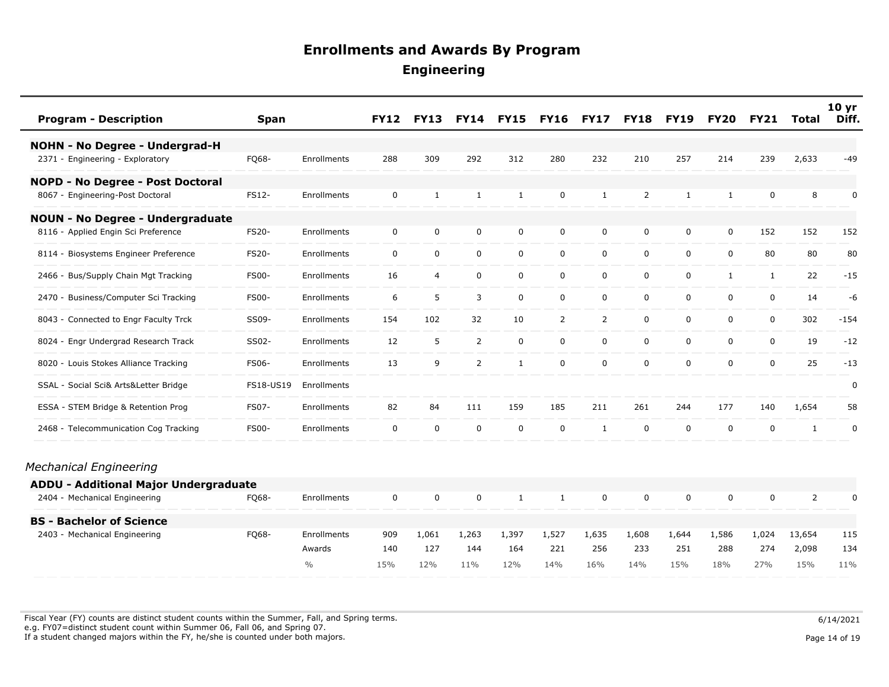# Enrollments and Awards By Program

## Engineering

| Program - Description | Span | | FY12 | FY13 | FY14 | FY15 | FY16 | FY17 | FY18 | FY19 | FY20 | FY21 | Total | 10 yr Diff. |
|---|---|---|---|---|---|---|---|---|---|---|---|---|---|---|
| **NOHN - No Degree - Undergrad-H** | | | | | | | | | | | | | | |
| 2371 - Engineering - Exploratory | FQ68- | Enrollments | 288 | 309 | 292 | 312 | 280 | 232 | 210 | 257 | 214 | 239 | 2,633 | -49 |
| **NOPD - No Degree - Post Doctoral** | | | | | | | | | | | | | | |
| 8067 - Engineering-Post Doctoral | FS12- | Enrollments | 0 | 1 | 1 | 1 | 0 | 1 | 2 | 1 | 1 | 0 | 8 | 0 |
| **NOUN - No Degree - Undergraduate** | | | | | | | | | | | | | | |
| 8116 - Applied Engin Sci Preference | FS20- | Enrollments | 0 | 0 | 0 | 0 | 0 | 0 | 0 | 0 | 0 | 152 | 152 | 152 |
| 8114 - Biosystems Engineer Preference | FS20- | Enrollments | 0 | 0 | 0 | 0 | 0 | 0 | 0 | 0 | 0 | 80 | 80 | 80 |
| 2466 - Bus/Supply Chain Mgt Tracking | FS00- | Enrollments | 16 | 4 | 0 | 0 | 0 | 0 | 0 | 0 | 1 | 1 | 22 | -15 |
| 2470 - Business/Computer Sci Tracking | FS00- | Enrollments | 6 | 5 | 3 | 0 | 0 | 0 | 0 | 0 | 0 | 0 | 14 | -6 |
| 8043 - Connected to Engr Faculty Trck | SS09- | Enrollments | 154 | 102 | 32 | 10 | 2 | 2 | 0 | 0 | 0 | 0 | 302 | -154 |
| 8024 - Engr Undergrad Research Track | SS02- | Enrollments | 12 | 5 | 2 | 0 | 0 | 0 | 0 | 0 | 0 | 0 | 19 | -12 |
| 8020 - Louis Stokes Alliance Tracking | FS06- | Enrollments | 13 | 9 | 2 | 1 | 0 | 0 | 0 | 0 | 0 | 0 | 25 | -13 |
| SSAL - Social Sci& Arts&Letter Bridge | FS18-US19 | Enrollments | | | | | | | | | | | | 0 |
| ESSA - STEM Bridge & Retention Prog | FS07- | Enrollments | 82 | 84 | 111 | 159 | 185 | 211 | 261 | 244 | 177 | 140 | 1,654 | 58 |
| 2468 - Telecommunication Cog Tracking | FS00- | Enrollments | 0 | 0 | 0 | 0 | 0 | 1 | 0 | 0 | 0 | 0 | 1 | 0 |

*Mechanical Engineering*

| Program - Description | Span | | FY12 | FY13 | FY14 | FY15 | FY16 | FY17 | FY18 | FY19 | FY20 | FY21 | Total | 10 yr Diff. |
|---|---|---|---|---|---|---|---|---|---|---|---|---|---|---|
| **ADDU - Additional Major Undergraduate** | | | | | | | | | | | | | | |
| 2404 - Mechanical Engineering | FQ68- | Enrollments | 0 | 0 | 0 | 1 | 1 | 0 | 0 | 0 | 0 | 0 | 2 | 0 |
| **BS - Bachelor of Science** | | | | | | | | | | | | | | |
| 2403 - Mechanical Engineering | FQ68- | Enrollments | 909 | 1,061 | 1,263 | 1,397 | 1,527 | 1,635 | 1,608 | 1,644 | 1,586 | 1,024 | 13,654 | 115 |
| | | Awards | 140 | 127 | 144 | 164 | 221 | 256 | 233 | 251 | 288 | 274 | 2,098 | 134 |
| | | % | 15% | 12% | 11% | 12% | 14% | 16% | 14% | 15% | 18% | 27% | 15% | 11% |

Fiscal Year (FY) counts are distinct student counts within the Summer, Fall, and Spring terms.
e.g. FY07=distinct student count within Summer 06, Fall 06, and Spring 07.
If a student changed majors within the FY, he/she is counted under both majors.

6/14/2021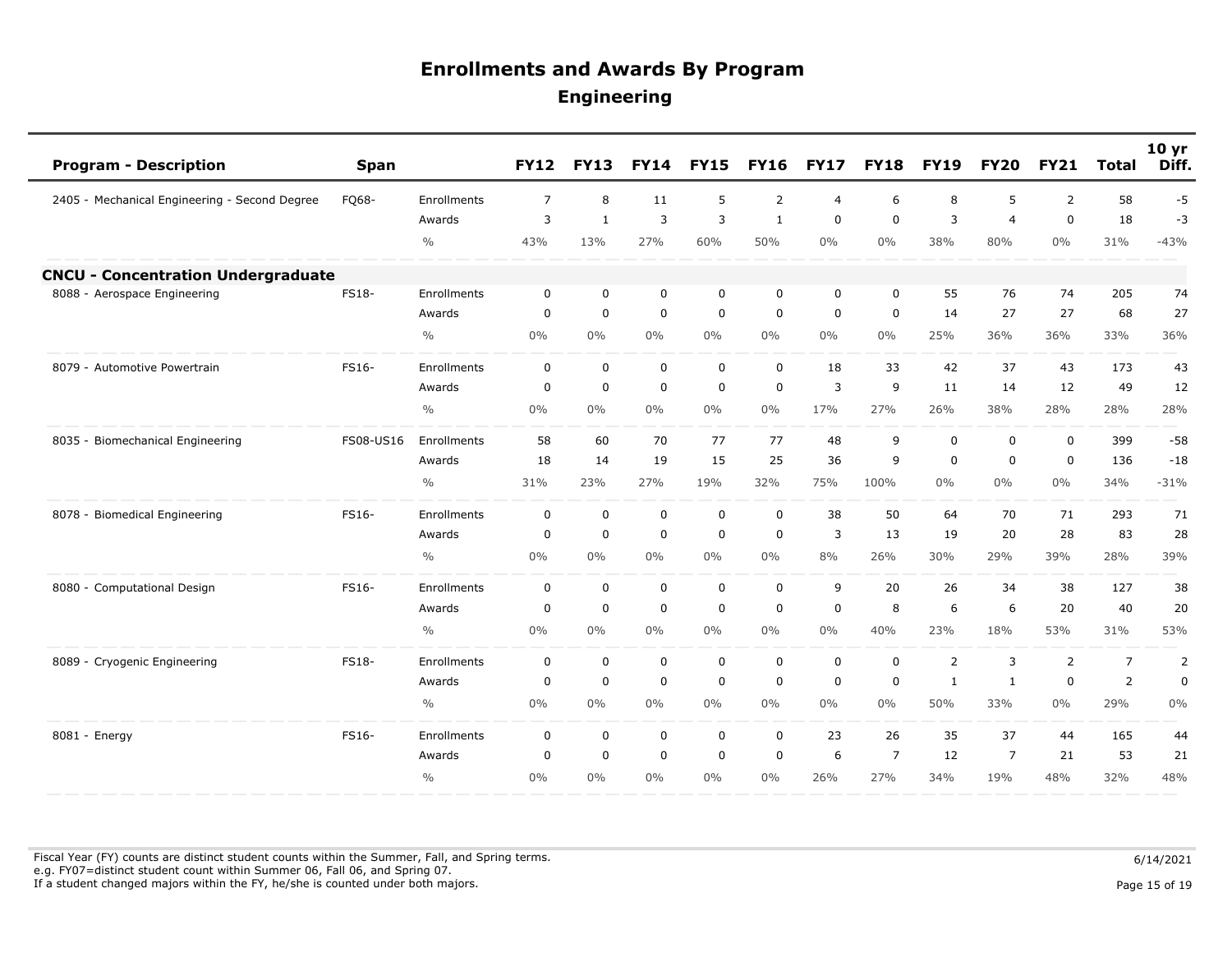# Enrollments and Awards By Program

## Engineering

| Program - Description | Span | | FY12 | FY13 | FY14 | FY15 | FY16 | FY17 | FY18 | FY19 | FY20 | FY21 | Total | 10 yr Diff. |
|---|---|---|---|---|---|---|---|---|---|---|---|---|---|---|
| 2405 - Mechanical Engineering - Second Degree | FQ68- | Enrollments | 7 | 8 | 11 | 5 | 2 | 4 | 6 | 8 | 5 | 2 | 58 | -5 |
| | | Awards | 3 | 1 | 3 | 3 | 1 | 0 | 0 | 3 | 4 | 0 | 18 | -3 |
| | | % | 43% | 13% | 27% | 60% | 50% | 0% | 0% | 38% | 80% | 0% | 31% | -43% |
| **CNCU - Concentration Undergraduate** | | | | | | | | | | | | | | |
| 8088 - Aerospace Engineering | FS18- | Enrollments | 0 | 0 | 0 | 0 | 0 | 0 | 0 | 55 | 76 | 74 | 205 | 74 |
| | | Awards | 0 | 0 | 0 | 0 | 0 | 0 | 0 | 14 | 27 | 27 | 68 | 27 |
| | | % | 0% | 0% | 0% | 0% | 0% | 0% | 0% | 25% | 36% | 36% | 33% | 36% |
| 8079 - Automotive Powertrain | FS16- | Enrollments | 0 | 0 | 0 | 0 | 0 | 18 | 33 | 42 | 37 | 43 | 173 | 43 |
| | | Awards | 0 | 0 | 0 | 0 | 0 | 3 | 9 | 11 | 14 | 12 | 49 | 12 |
| | | % | 0% | 0% | 0% | 0% | 0% | 17% | 27% | 26% | 38% | 28% | 28% | 28% |
| 8035 - Biomechanical Engineering | FS08-US16 | Enrollments | 58 | 60 | 70 | 77 | 77 | 48 | 9 | 0 | 0 | 0 | 399 | -58 |
| | | Awards | 18 | 14 | 19 | 15 | 25 | 36 | 9 | 0 | 0 | 0 | 136 | -18 |
| | | % | 31% | 23% | 27% | 19% | 32% | 75% | 100% | 0% | 0% | 0% | 34% | -31% |
| 8078 - Biomedical Engineering | FS16- | Enrollments | 0 | 0 | 0 | 0 | 0 | 38 | 50 | 64 | 70 | 71 | 293 | 71 |
| | | Awards | 0 | 0 | 0 | 0 | 0 | 3 | 13 | 19 | 20 | 28 | 83 | 28 |
| | | % | 0% | 0% | 0% | 0% | 0% | 8% | 26% | 30% | 29% | 39% | 28% | 39% |
| 8080 - Computational Design | FS16- | Enrollments | 0 | 0 | 0 | 0 | 0 | 9 | 20 | 26 | 34 | 38 | 127 | 38 |
| | | Awards | 0 | 0 | 0 | 0 | 0 | 0 | 8 | 6 | 6 | 20 | 40 | 20 |
| | | % | 0% | 0% | 0% | 0% | 0% | 0% | 40% | 23% | 18% | 53% | 31% | 53% |
| 8089 - Cryogenic Engineering | FS18- | Enrollments | 0 | 0 | 0 | 0 | 0 | 0 | 0 | 2 | 3 | 2 | 7 | 2 |
| | | Awards | 0 | 0 | 0 | 0 | 0 | 0 | 0 | 1 | 1 | 0 | 2 | 0 |
| | | % | 0% | 0% | 0% | 0% | 0% | 0% | 0% | 50% | 33% | 0% | 29% | 0% |
| 8081 - Energy | FS16- | Enrollments | 0 | 0 | 0 | 0 | 0 | 23 | 26 | 35 | 37 | 44 | 165 | 44 |
| | | Awards | 0 | 0 | 0 | 0 | 0 | 6 | 7 | 12 | 7 | 21 | 53 | 21 |
| | | % | 0% | 0% | 0% | 0% | 0% | 26% | 27% | 34% | 19% | 48% | 32% | 48% |

Fiscal Year (FY) counts are distinct student counts within the Summer, Fall, and Spring terms.
e.g. FY07=distinct student count within Summer 06, Fall 06, and Spring 07.
If a student changed majors within the FY, he/she is counted under both majors.

6/14/2021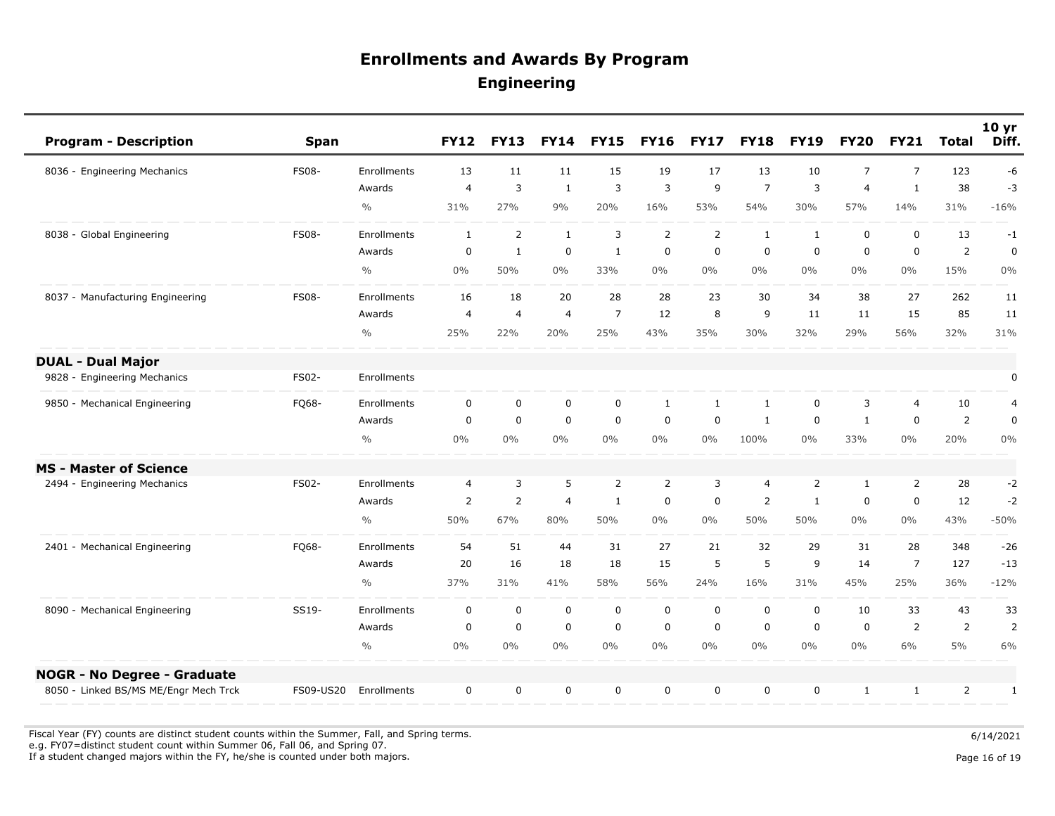# Enrollments and Awards By Program

## Engineering

| Program - Description | Span | | FY12 | FY13 | FY14 | FY15 | FY16 | FY17 | FY18 | FY19 | FY20 | FY21 | Total | 10 yr Diff. |
|---|---|---|---|---|---|---|---|---|---|---|---|---|---|---|
| 8036 - Engineering Mechanics | FS08- | Enrollments | 13 | 11 | 11 | 15 | 19 | 17 | 13 | 10 | 7 | 7 | 123 | -6 |
| | | Awards | 4 | 3 | 1 | 3 | 3 | 9 | 7 | 3 | 4 | 1 | 38 | -3 |
| | | % | 31% | 27% | 9% | 20% | 16% | 53% | 54% | 30% | 57% | 14% | 31% | -16% |
| 8038 - Global Engineering | FS08- | Enrollments | 1 | 2 | 1 | 3 | 2 | 2 | 1 | 1 | 0 | 0 | 13 | -1 |
| | | Awards | 0 | 1 | 0 | 1 | 0 | 0 | 0 | 0 | 0 | 0 | 2 | 0 |
| | | % | 0% | 50% | 0% | 33% | 0% | 0% | 0% | 0% | 0% | 0% | 15% | 0% |
| 8037 - Manufacturing Engineering | FS08- | Enrollments | 16 | 18 | 20 | 28 | 28 | 23 | 30 | 34 | 38 | 27 | 262 | 11 |
| | | Awards | 4 | 4 | 4 | 7 | 12 | 8 | 9 | 11 | 11 | 15 | 85 | 11 |
| | | % | 25% | 22% | 20% | 25% | 43% | 35% | 30% | 32% | 29% | 56% | 32% | 31% |
| **DUAL - Dual Major** | | | | | | | | | | | | | | |
| 9828 - Engineering Mechanics | FS02- | Enrollments | | | | | | | | | | | | 0 |
| 9850 - Mechanical Engineering | FQ68- | Enrollments | 0 | 0 | 0 | 0 | 1 | 1 | 1 | 0 | 3 | 4 | 10 | 4 |
| | | Awards | 0 | 0 | 0 | 0 | 0 | 0 | 1 | 0 | 1 | 0 | 2 | 0 |
| | | % | 0% | 0% | 0% | 0% | 0% | 0% | 100% | 0% | 33% | 0% | 20% | 0% |
| **MS - Master of Science** | | | | | | | | | | | | | | |
| 2494 - Engineering Mechanics | FS02- | Enrollments | 4 | 3 | 5 | 2 | 2 | 3 | 4 | 2 | 1 | 2 | 28 | -2 |
| | | Awards | 2 | 2 | 4 | 1 | 0 | 0 | 2 | 1 | 0 | 0 | 12 | -2 |
| | | % | 50% | 67% | 80% | 50% | 0% | 0% | 50% | 50% | 0% | 0% | 43% | -50% |
| 2401 - Mechanical Engineering | FQ68- | Enrollments | 54 | 51 | 44 | 31 | 27 | 21 | 32 | 29 | 31 | 28 | 348 | -26 |
| | | Awards | 20 | 16 | 18 | 18 | 15 | 5 | 5 | 9 | 14 | 7 | 127 | -13 |
| | | % | 37% | 31% | 41% | 58% | 56% | 24% | 16% | 31% | 45% | 25% | 36% | -12% |
| 8090 - Mechanical Engineering | SS19- | Enrollments | 0 | 0 | 0 | 0 | 0 | 0 | 0 | 0 | 10 | 33 | 43 | 33 |
| | | Awards | 0 | 0 | 0 | 0 | 0 | 0 | 0 | 0 | 0 | 2 | 2 | 2 |
| | | % | 0% | 0% | 0% | 0% | 0% | 0% | 0% | 0% | 0% | 6% | 5% | 6% |
| **NOGR - No Degree - Graduate** | | | | | | | | | | | | | | |
| 8050 - Linked BS/MS ME/Engr Mech Trck | FS09-US20 | Enrollments | 0 | 0 | 0 | 0 | 0 | 0 | 0 | 0 | 1 | 1 | 2 | 1 |

Fiscal Year (FY) counts are distinct student counts within the Summer, Fall, and Spring terms.
e.g. FY07=distinct student count within Summer 06, Fall 06, and Spring 07.
If a student changed majors within the FY, he/she is counted under both majors.

6/14/2021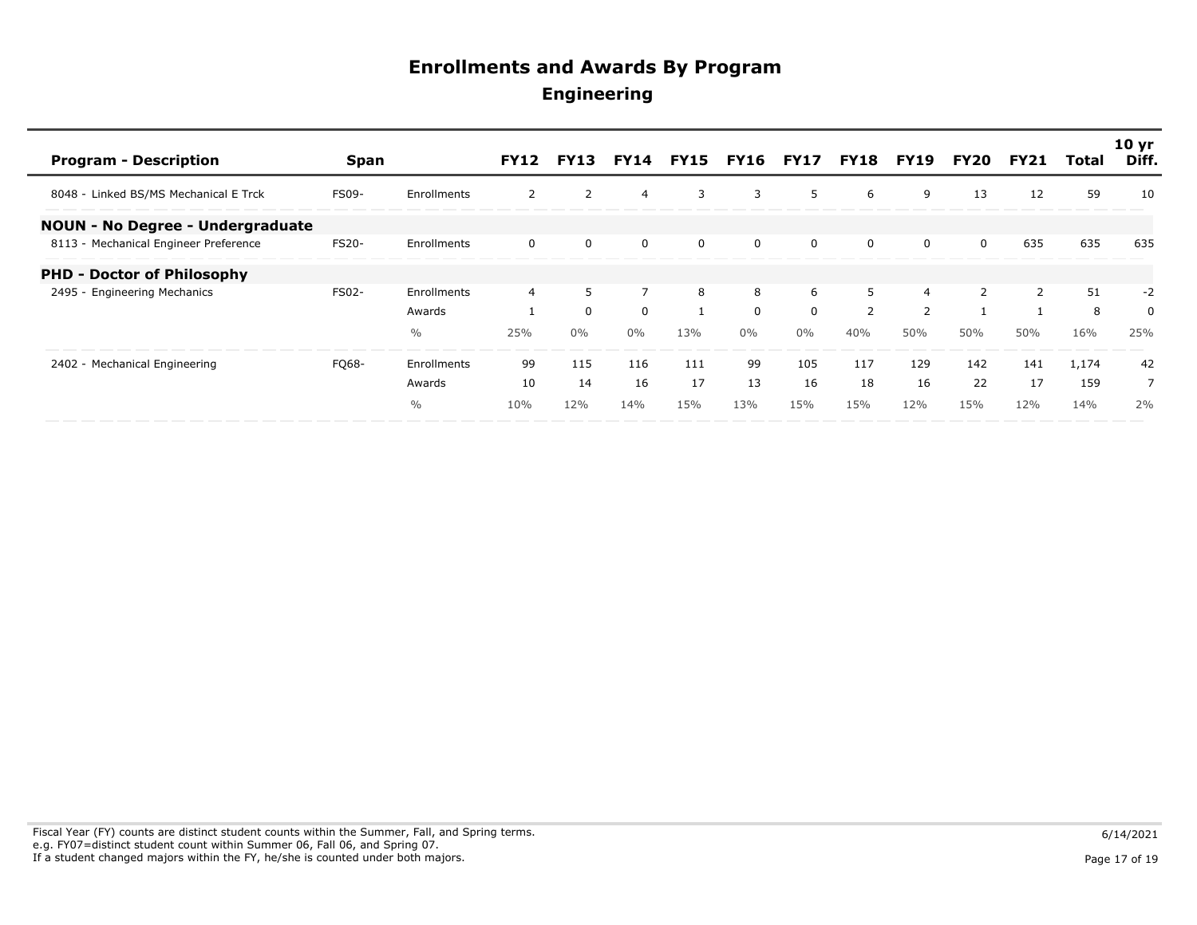# Enrollments and Awards By Program

## Engineering

| Program - Description | Span | | FY12 | FY13 | FY14 | FY15 | FY16 | FY17 | FY18 | FY19 | FY20 | FY21 | Total | 10 yr Diff. |
|---|---|---|---|---|---|---|---|---|---|---|---|---|---|---|
| 8048 - Linked BS/MS Mechanical E Trck | FS09- | Enrollments | 2 | 2 | 4 | 3 | 3 | 5 | 6 | 9 | 13 | 12 | 59 | 10 |
| **NOUN - No Degree - Undergraduate** | | | | | | | | | | | | | | |
| 8113 - Mechanical Engineer Preference | FS20- | Enrollments | 0 | 0 | 0 | 0 | 0 | 0 | 0 | 0 | 0 | 635 | 635 | 635 |
| **PHD - Doctor of Philosophy** | | | | | | | | | | | | | | |
| 2495 - Engineering Mechanics | FS02- | Enrollments | 4 | 5 | 7 | 8 | 8 | 6 | 5 | 4 | 2 | 2 | 51 | -2 |
| | | Awards | 1 | 0 | 0 | 1 | 0 | 0 | 2 | 2 | 1 | 1 | 8 | 0 |
| | | % | 25% | 0% | 0% | 13% | 0% | 0% | 40% | 50% | 50% | 50% | 16% | 25% |
| 2402 - Mechanical Engineering | FQ68- | Enrollments | 99 | 115 | 116 | 111 | 99 | 105 | 117 | 129 | 142 | 141 | 1,174 | 42 |
| | | Awards | 10 | 14 | 16 | 17 | 13 | 16 | 18 | 16 | 22 | 17 | 159 | 7 |
| | | % | 10% | 12% | 14% | 15% | 13% | 15% | 15% | 12% | 15% | 12% | 14% | 2% |

Fiscal Year (FY) counts are distinct student counts within the Summer, Fall, and Spring terms.
e.g. FY07=distinct student count within Summer 06, Fall 06, and Spring 07.
If a student changed majors within the FY, he/she is counted under both majors.

6/14/2021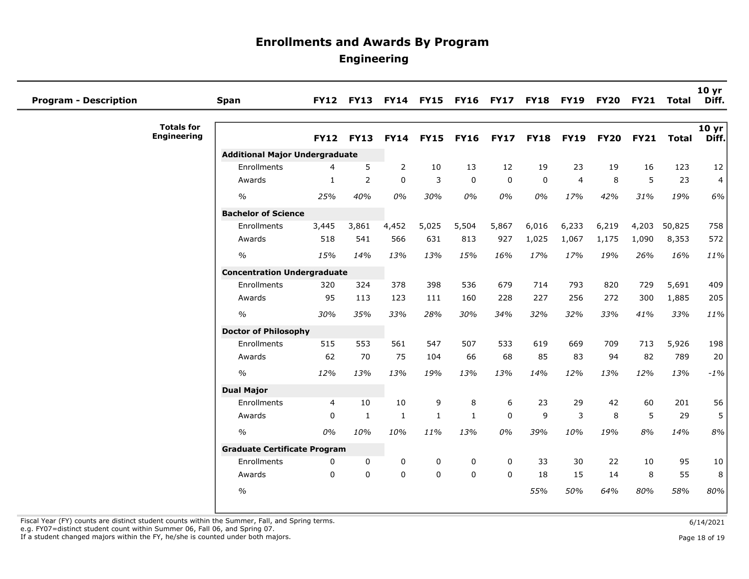# Enrollments and Awards By Program

## Engineering

| Program - Description | Span | FY12 | FY13 | FY14 | FY15 | FY16 | FY17 | FY18 | FY19 | FY20 | FY21 | Total | 10 yr Diff. |
|---|---|---|---|---|---|---|---|---|---|---|---|---|---|

**Totals for Engineering**

| | FY12 | FY13 | FY14 | FY15 | FY16 | FY17 | FY18 | FY19 | FY20 | FY21 | Total | 10 yr Diff. |
|---|---|---|---|---|---|---|---|---|---|---|---|---|
| **Additional Major Undergraduate** | | | | | | | | | | | | |
| Enrollments | 4 | 5 | 2 | 10 | 13 | 12 | 19 | 23 | 19 | 16 | 123 | 12 |
| Awards | 1 | 2 | 0 | 3 | 0 | 0 | 0 | 4 | 8 | 5 | 23 | 4 |
| *%* | *25%* | *40%* | *0%* | *30%* | *0%* | *0%* | *0%* | *17%* | *42%* | *31%* | *19%* | *6%* |
| **Bachelor of Science** | | | | | | | | | | | | |
| Enrollments | 3,445 | 3,861 | 4,452 | 5,025 | 5,504 | 5,867 | 6,016 | 6,233 | 6,219 | 4,203 | 50,825 | 758 |
| Awards | 518 | 541 | 566 | 631 | 813 | 927 | 1,025 | 1,067 | 1,175 | 1,090 | 8,353 | 572 |
| *%* | *15%* | *14%* | *13%* | *13%* | *15%* | *16%* | *17%* | *17%* | *19%* | *26%* | *16%* | *11%* |
| **Concentration Undergraduate** | | | | | | | | | | | | |
| Enrollments | 320 | 324 | 378 | 398 | 536 | 679 | 714 | 793 | 820 | 729 | 5,691 | 409 |
| Awards | 95 | 113 | 123 | 111 | 160 | 228 | 227 | 256 | 272 | 300 | 1,885 | 205 |
| *%* | *30%* | *35%* | *33%* | *28%* | *30%* | *34%* | *32%* | *32%* | *33%* | *41%* | *33%* | *11%* |
| **Doctor of Philosophy** | | | | | | | | | | | | |
| Enrollments | 515 | 553 | 561 | 547 | 507 | 533 | 619 | 669 | 709 | 713 | 5,926 | 198 |
| Awards | 62 | 70 | 75 | 104 | 66 | 68 | 85 | 83 | 94 | 82 | 789 | 20 |
| *%* | *12%* | *13%* | *13%* | *19%* | *13%* | *13%* | *14%* | *12%* | *13%* | *12%* | *13%* | *-1%* |
| **Dual Major** | | | | | | | | | | | | |
| Enrollments | 4 | 10 | 10 | 9 | 8 | 6 | 23 | 29 | 42 | 60 | 201 | 56 |
| Awards | 0 | 1 | 1 | 1 | 1 | 0 | 9 | 3 | 8 | 5 | 29 | 5 |
| *%* | *0%* | *10%* | *10%* | *11%* | *13%* | *0%* | *39%* | *10%* | *19%* | *8%* | *14%* | *8%* |
| **Graduate Certificate Program** | | | | | | | | | | | | |
| Enrollments | 0 | 0 | 0 | 0 | 0 | 0 | 33 | 30 | 22 | 10 | 95 | 10 |
| Awards | 0 | 0 | 0 | 0 | 0 | 0 | 18 | 15 | 14 | 8 | 55 | 8 |
| *%* | | | | | | | *55%* | *50%* | *64%* | *80%* | *58%* | *80%* |

Fiscal Year (FY) counts are distinct student counts within the Summer, Fall, and Spring terms.
e.g. FY07=distinct student count within Summer 06, Fall 06, and Spring 07.
If a student changed majors within the FY, he/she is counted under both majors.

6/14/2021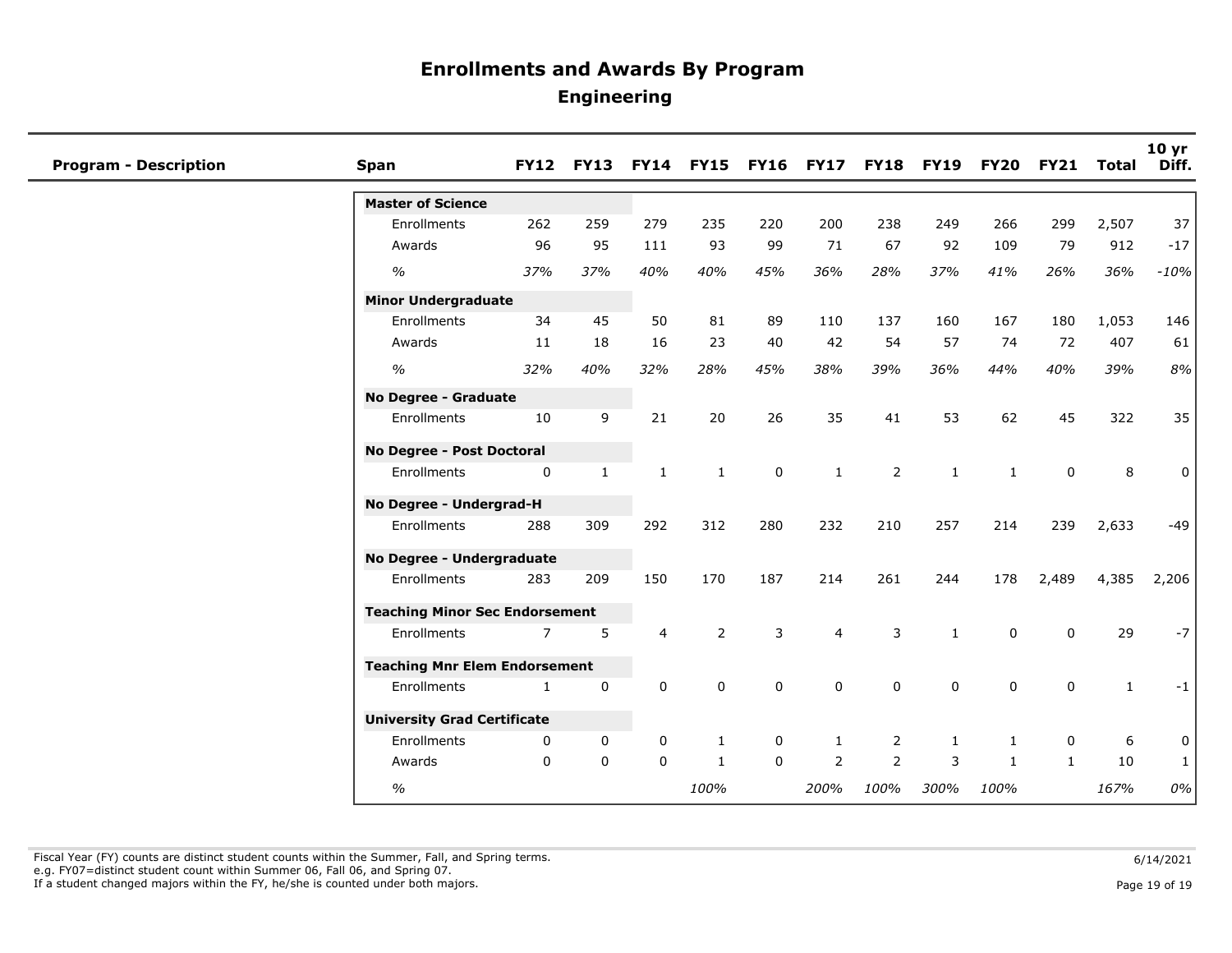# Enrollments and Awards By Program

## Engineering

| Program - Description | Span | FY12 | FY13 | FY14 | FY15 | FY16 | FY17 | FY18 | FY19 | FY20 | FY21 | Total | 10 yr Diff. |
|---|---|---|---|---|---|---|---|---|---|---|---|---|---|
| | **Master of Science** | | | | | | | | | | | | |
| | Enrollments | 262 | 259 | 279 | 235 | 220 | 200 | 238 | 249 | 266 | 299 | 2,507 | 37 |
| | Awards | 96 | 95 | 111 | 93 | 99 | 71 | 67 | 92 | 109 | 79 | 912 | -17 |
| | *%* | *37%* | *37%* | *40%* | *40%* | *45%* | *36%* | *28%* | *37%* | *41%* | *26%* | *36%* | *-10%* |
| | **Minor Undergraduate** | | | | | | | | | | | | |
| | Enrollments | 34 | 45 | 50 | 81 | 89 | 110 | 137 | 160 | 167 | 180 | 1,053 | 146 |
| | Awards | 11 | 18 | 16 | 23 | 40 | 42 | 54 | 57 | 74 | 72 | 407 | 61 |
| | *%* | *32%* | *40%* | *32%* | *28%* | *45%* | *38%* | *39%* | *36%* | *44%* | *40%* | *39%* | *8%* |
| | **No Degree - Graduate** | | | | | | | | | | | | |
| | Enrollments | 10 | 9 | 21 | 20 | 26 | 35 | 41 | 53 | 62 | 45 | 322 | 35 |
| | **No Degree - Post Doctoral** | | | | | | | | | | | | |
| | Enrollments | 0 | 1 | 1 | 1 | 0 | 1 | 2 | 1 | 1 | 0 | 8 | 0 |
| | **No Degree - Undergrad-H** | | | | | | | | | | | | |
| | Enrollments | 288 | 309 | 292 | 312 | 280 | 232 | 210 | 257 | 214 | 239 | 2,633 | -49 |
| | **No Degree - Undergraduate** | | | | | | | | | | | | |
| | Enrollments | 283 | 209 | 150 | 170 | 187 | 214 | 261 | 244 | 178 | 2,489 | 4,385 | 2,206 |
| | **Teaching Minor Sec Endorsement** | | | | | | | | | | | | |
| | Enrollments | 7 | 5 | 4 | 2 | 3 | 4 | 3 | 1 | 0 | 0 | 29 | -7 |
| | **Teaching Mnr Elem Endorsement** | | | | | | | | | | | | |
| | Enrollments | 1 | 0 | 0 | 0 | 0 | 0 | 0 | 0 | 0 | 0 | 1 | -1 |
| | **University Grad Certificate** | | | | | | | | | | | | |
| | Enrollments | 0 | 0 | 0 | 1 | 0 | 1 | 2 | 1 | 1 | 0 | 6 | 0 |
| | Awards | 0 | 0 | 0 | 1 | 0 | 2 | 2 | 3 | 1 | 1 | 10 | 1 |
| | *%* | | | | *100%* | | *200%* | *100%* | *300%* | *100%* | | *167%* | *0%* |

Fiscal Year (FY) counts are distinct student counts within the Summer, Fall, and Spring terms.
e.g. FY07=distinct student count within Summer 06, Fall 06, and Spring 07.
If a student changed majors within the FY, he/she is counted under both majors.

6/14/2021